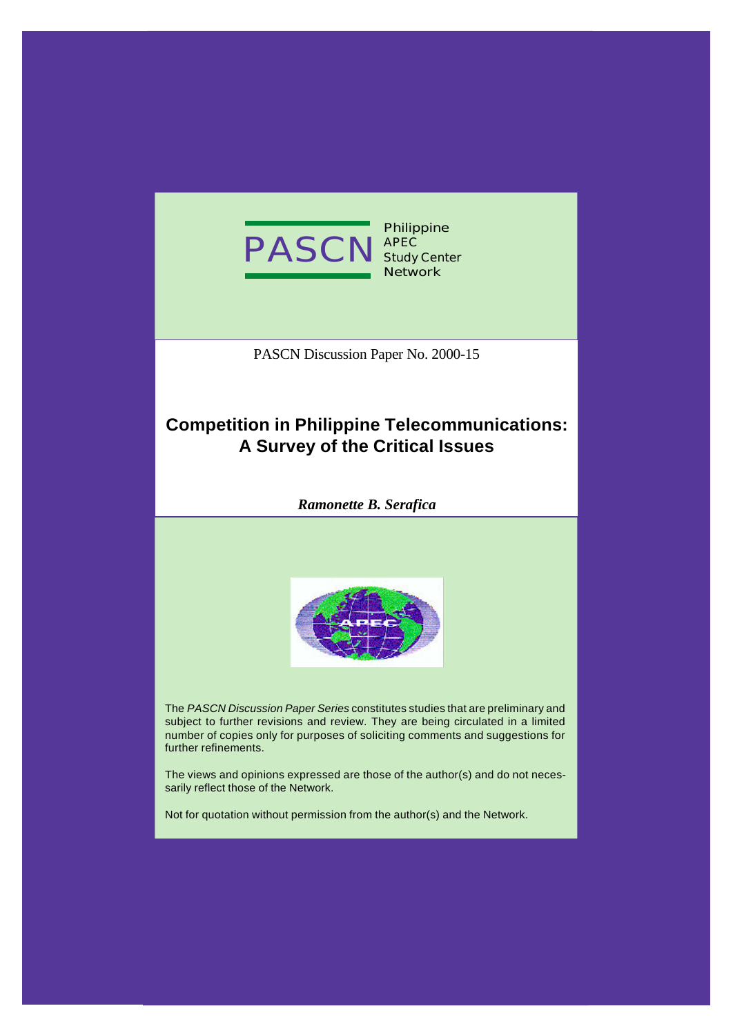PASCN Philippine APEC Study Center Network

PASCN Discussion Paper No. 2000-15

# Competition in Philippine Telecommunications: A Survey of the Critical Issues

***Ramonette B. Serafica***

The *PASCN Discussion Paper Series* constitutes studies that are preliminary and subject to further revisions and review. They are being circulated in a limited number of copies only for purposes of soliciting comments and suggestions for further refinements.

The views and opinions expressed are those of the author(s) and do not necessarily reflect those of the Network.

Not for quotation without permission from the author(s) and the Network.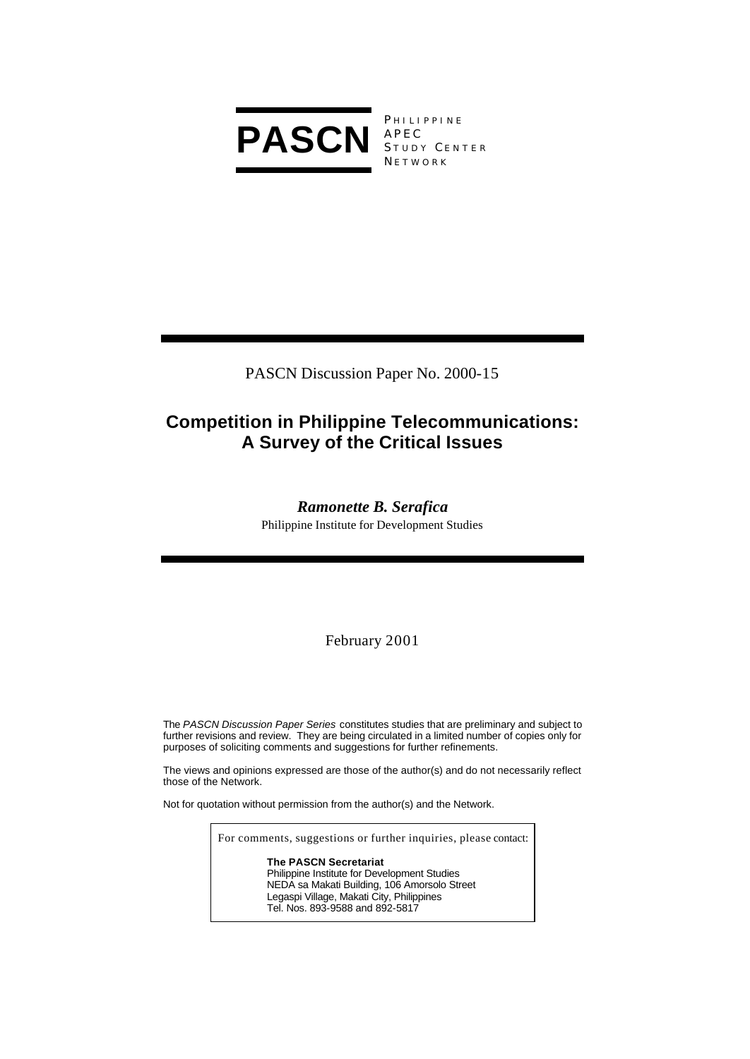**PASCN** PHILIPPINE APEC STUDY CENTER NETWORK

PASCN Discussion Paper No. 2000-15

# Competition in Philippine Telecommunications: A Survey of the Critical Issues

***Ramonette B. Serafica***

Philippine Institute for Development Studies

February 2001

The *PASCN Discussion Paper Series* constitutes studies that are preliminary and subject to further revisions and review. They are being circulated in a limited number of copies only for purposes of soliciting comments and suggestions for further refinements.

The views and opinions expressed are those of the author(s) and do not necessarily reflect those of the Network.

Not for quotation without permission from the author(s) and the Network.

For comments, suggestions or further inquiries, please contact:

**The PASCN Secretariat**
Philippine Institute for Development Studies
NEDA sa Makati Building, 106 Amorsolo Street
Legaspi Village, Makati City, Philippines
Tel. Nos. 893-9588 and 892-5817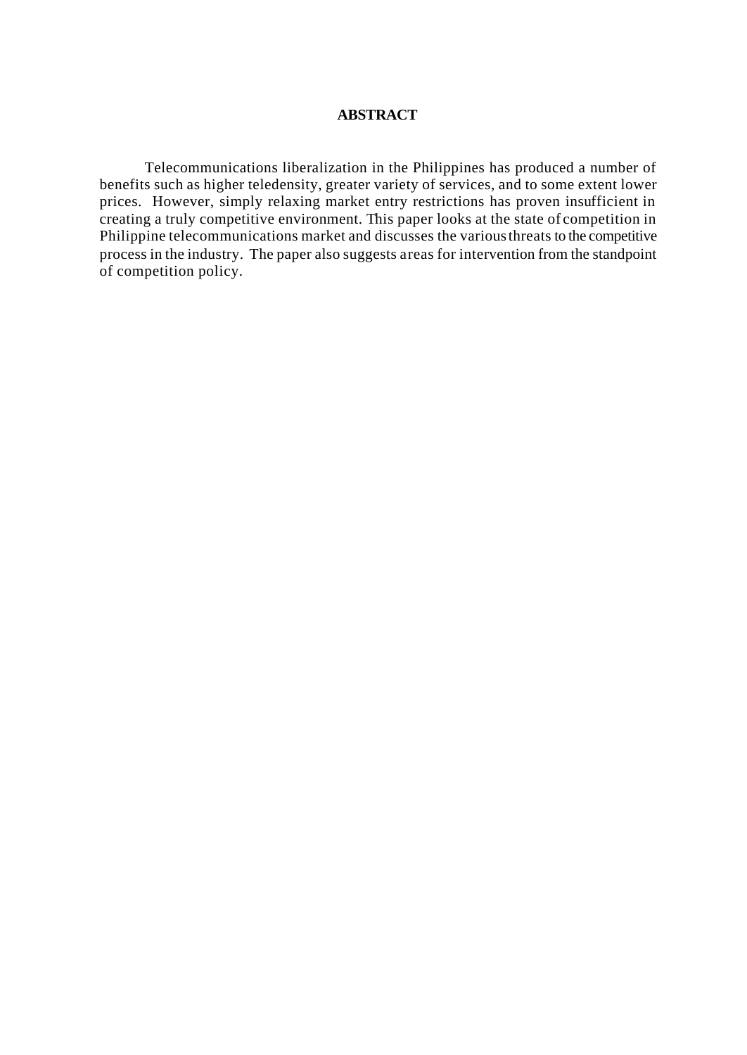# ABSTRACT

Telecommunications liberalization in the Philippines has produced a number of benefits such as higher teledensity, greater variety of services, and to some extent lower prices. However, simply relaxing market entry restrictions has proven insufficient in creating a truly competitive environment. This paper looks at the state of competition in Philippine telecommunications market and discusses the various threats to the competitive process in the industry. The paper also suggests areas for intervention from the standpoint of competition policy.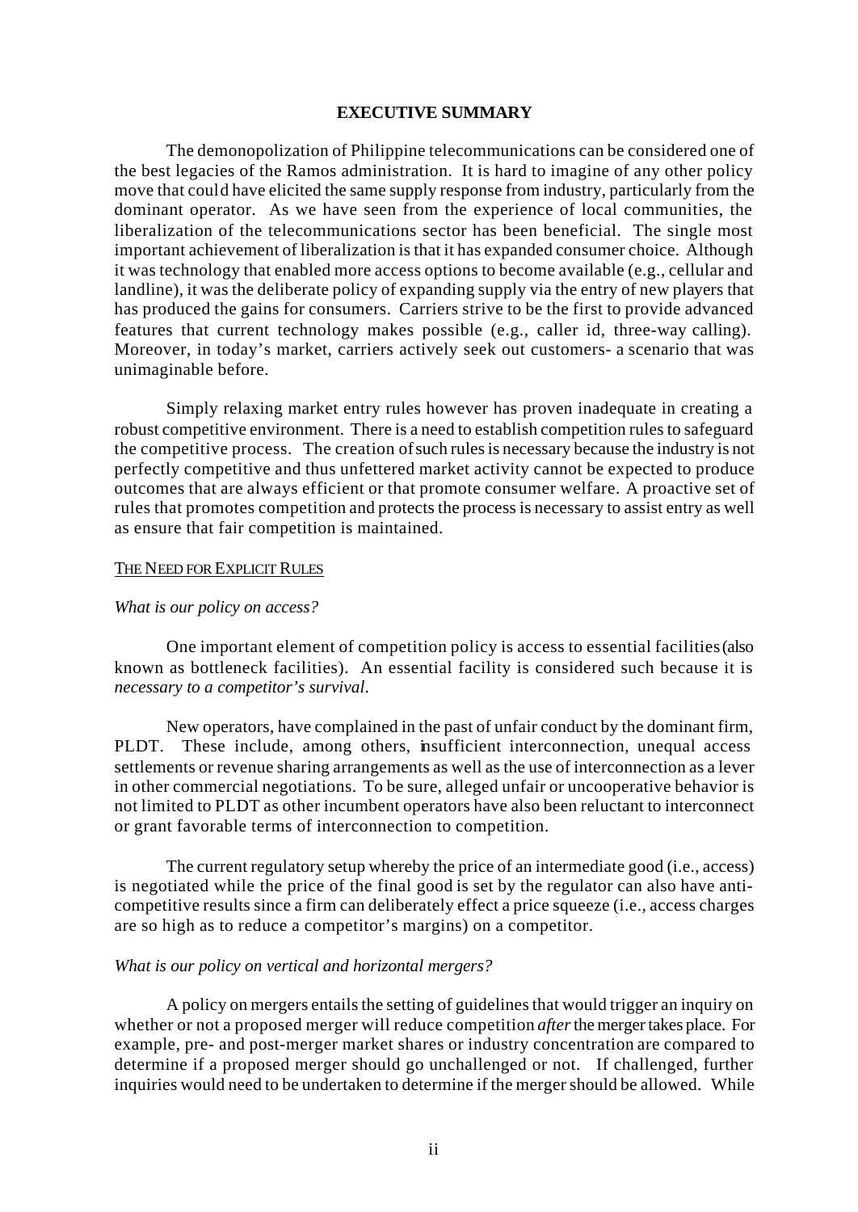## EXECUTIVE SUMMARY

The demonopolization of Philippine telecommunications can be considered one of the best legacies of the Ramos administration. It is hard to imagine of any other policy move that could have elicited the same supply response from industry, particularly from the dominant operator. As we have seen from the experience of local communities, the liberalization of the telecommunications sector has been beneficial. The single most important achievement of liberalization is that it has expanded consumer choice. Although it was technology that enabled more access options to become available (e.g., cellular and landline), it was the deliberate policy of expanding supply via the entry of new players that has produced the gains for consumers. Carriers strive to be the first to provide advanced features that current technology makes possible (e.g., caller id, three-way calling). Moreover, in today's market, carriers actively seek out customers- a scenario that was unimaginable before.

Simply relaxing market entry rules however has proven inadequate in creating a robust competitive environment. There is a need to establish competition rules to safeguard the competitive process. The creation of such rules is necessary because the industry is not perfectly competitive and thus unfettered market activity cannot be expected to produce outcomes that are always efficient or that promote consumer welfare. A proactive set of rules that promotes competition and protects the process is necessary to assist entry as well as ensure that fair competition is maintained.

### THE NEED FOR EXPLICIT RULES

*What is our policy on access?*

One important element of competition policy is access to essential facilities (also known as bottleneck facilities). An essential facility is considered such because it is *necessary to a competitor's survival.*

New operators, have complained in the past of unfair conduct by the dominant firm, PLDT. These include, among others, insufficient interconnection, unequal access settlements or revenue sharing arrangements as well as the use of interconnection as a lever in other commercial negotiations. To be sure, alleged unfair or uncooperative behavior is not limited to PLDT as other incumbent operators have also been reluctant to interconnect or grant favorable terms of interconnection to competition.

The current regulatory setup whereby the price of an intermediate good (i.e., access) is negotiated while the price of the final good is set by the regulator can also have anti-competitive results since a firm can deliberately effect a price squeeze (i.e., access charges are so high as to reduce a competitor's margins) on a competitor.

*What is our policy on vertical and horizontal mergers?*

A policy on mergers entails the setting of guidelines that would trigger an inquiry on whether or not a proposed merger will reduce competition *after* the merger takes place. For example, pre- and post-merger market shares or industry concentration are compared to determine if a proposed merger should go unchallenged or not. If challenged, further inquiries would need to be undertaken to determine if the merger should be allowed. While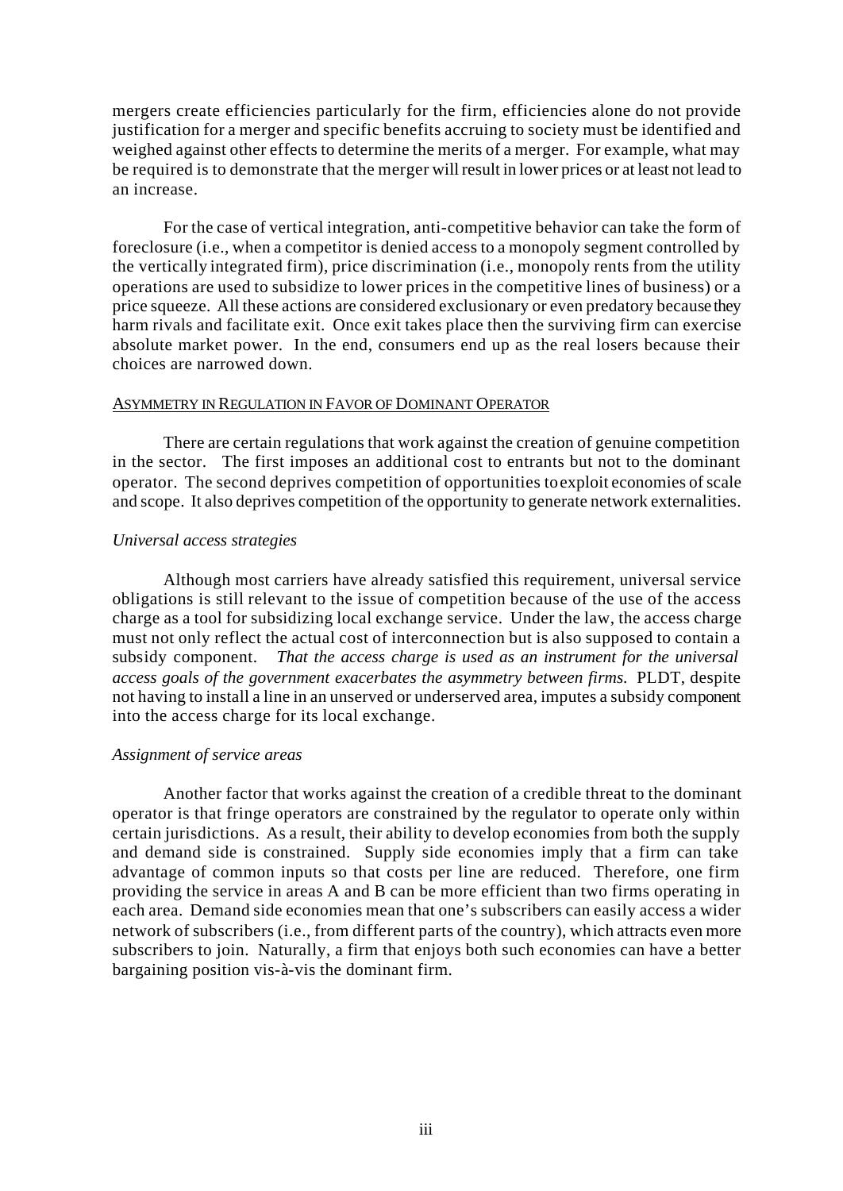mergers create efficiencies particularly for the firm, efficiencies alone do not provide justification for a merger and specific benefits accruing to society must be identified and weighed against other effects to determine the merits of a merger. For example, what may be required is to demonstrate that the merger will result in lower prices or at least not lead to an increase.

For the case of vertical integration, anti-competitive behavior can take the form of foreclosure (i.e., when a competitor is denied access to a monopoly segment controlled by the vertically integrated firm), price discrimination (i.e., monopoly rents from the utility operations are used to subsidize to lower prices in the competitive lines of business) or a price squeeze. All these actions are considered exclusionary or even predatory because they harm rivals and facilitate exit. Once exit takes place then the surviving firm can exercise absolute market power. In the end, consumers end up as the real losers because their choices are narrowed down.

## ASYMMETRY IN REGULATION IN FAVOR OF DOMINANT OPERATOR

There are certain regulations that work against the creation of genuine competition in the sector. The first imposes an additional cost to entrants but not to the dominant operator. The second deprives competition of opportunities to exploit economies of scale and scope. It also deprives competition of the opportunity to generate network externalities.

### *Universal access strategies*

Although most carriers have already satisfied this requirement, universal service obligations is still relevant to the issue of competition because of the use of the access charge as a tool for subsidizing local exchange service. Under the law, the access charge must not only reflect the actual cost of interconnection but is also supposed to contain a subsidy component. *That the access charge is used as an instrument for the universal access goals of the government exacerbates the asymmetry between firms.* PLDT, despite not having to install a line in an unserved or underserved area, imputes a subsidy component into the access charge for its local exchange.

### *Assignment of service areas*

Another factor that works against the creation of a credible threat to the dominant operator is that fringe operators are constrained by the regulator to operate only within certain jurisdictions. As a result, their ability to develop economies from both the supply and demand side is constrained. Supply side economies imply that a firm can take advantage of common inputs so that costs per line are reduced. Therefore, one firm providing the service in areas A and B can be more efficient than two firms operating in each area. Demand side economies mean that one's subscribers can easily access a wider network of subscribers (i.e., from different parts of the country), which attracts even more subscribers to join. Naturally, a firm that enjoys both such economies can have a better bargaining position vis-à-vis the dominant firm.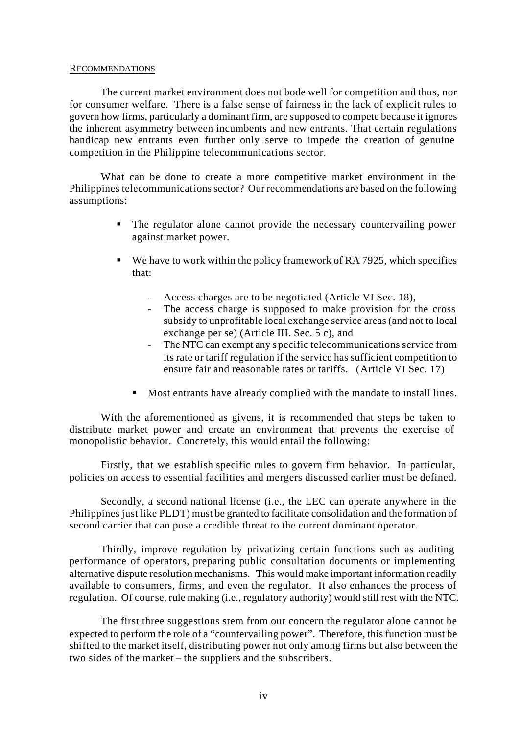## RECOMMENDATIONS

The current market environment does not bode well for competition and thus, nor for consumer welfare. There is a false sense of fairness in the lack of explicit rules to govern how firms, particularly a dominant firm, are supposed to compete because it ignores the inherent asymmetry between incumbents and new entrants. That certain regulations handicap new entrants even further only serve to impede the creation of genuine competition in the Philippine telecommunications sector.

What can be done to create a more competitive market environment in the Philippines telecommunications sector? Our recommendations are based on the following assumptions:

- The regulator alone cannot provide the necessary countervailing power against market power.
- We have to work within the policy framework of RA 7925, which specifies that:
  - Access charges are to be negotiated (Article VI Sec. 18),
  - The access charge is supposed to make provision for the cross subsidy to unprofitable local exchange service areas (and not to local exchange per se) (Article III. Sec. 5 c), and
  - The NTC can exempt any specific telecommunications service from its rate or tariff regulation if the service has sufficient competition to ensure fair and reasonable rates or tariffs. (Article VI Sec. 17)
- Most entrants have already complied with the mandate to install lines.

With the aforementioned as givens, it is recommended that steps be taken to distribute market power and create an environment that prevents the exercise of monopolistic behavior. Concretely, this would entail the following:

Firstly, that we establish specific rules to govern firm behavior. In particular, policies on access to essential facilities and mergers discussed earlier must be defined.

Secondly, a second national license (i.e., the LEC can operate anywhere in the Philippines just like PLDT) must be granted to facilitate consolidation and the formation of second carrier that can pose a credible threat to the current dominant operator.

Thirdly, improve regulation by privatizing certain functions such as auditing performance of operators, preparing public consultation documents or implementing alternative dispute resolution mechanisms. This would make important information readily available to consumers, firms, and even the regulator. It also enhances the process of regulation. Of course, rule making (i.e., regulatory authority) would still rest with the NTC.

The first three suggestions stem from our concern the regulator alone cannot be expected to perform the role of a "countervailing power". Therefore, this function must be shifted to the market itself, distributing power not only among firms but also between the two sides of the market – the suppliers and the subscribers.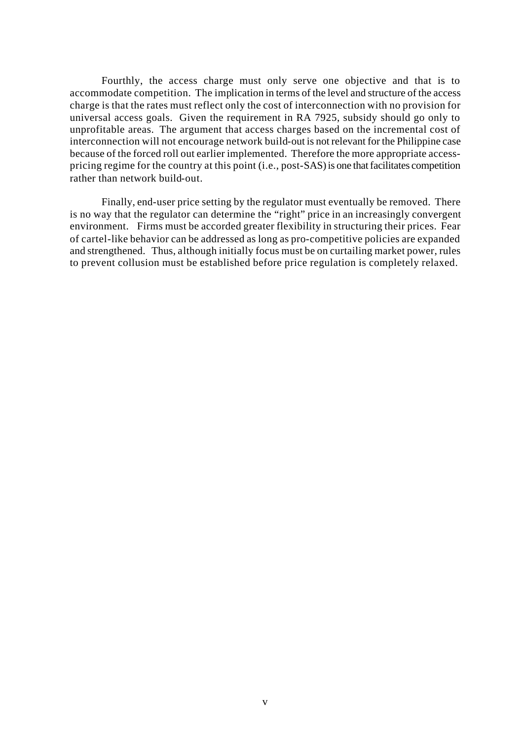Fourthly, the access charge must only serve one objective and that is to accommodate competition. The implication in terms of the level and structure of the access charge is that the rates must reflect only the cost of interconnection with no provision for universal access goals. Given the requirement in RA 7925, subsidy should go only to unprofitable areas. The argument that access charges based on the incremental cost of interconnection will not encourage network build-out is not relevant for the Philippine case because of the forced roll out earlier implemented. Therefore the more appropriate access-pricing regime for the country at this point (i.e., post-SAS) is one that facilitates competition rather than network build-out.

Finally, end-user price setting by the regulator must eventually be removed. There is no way that the regulator can determine the "right" price in an increasingly convergent environment. Firms must be accorded greater flexibility in structuring their prices. Fear of cartel-like behavior can be addressed as long as pro-competitive policies are expanded and strengthened. Thus, although initially focus must be on curtailing market power, rules to prevent collusion must be established before price regulation is completely relaxed.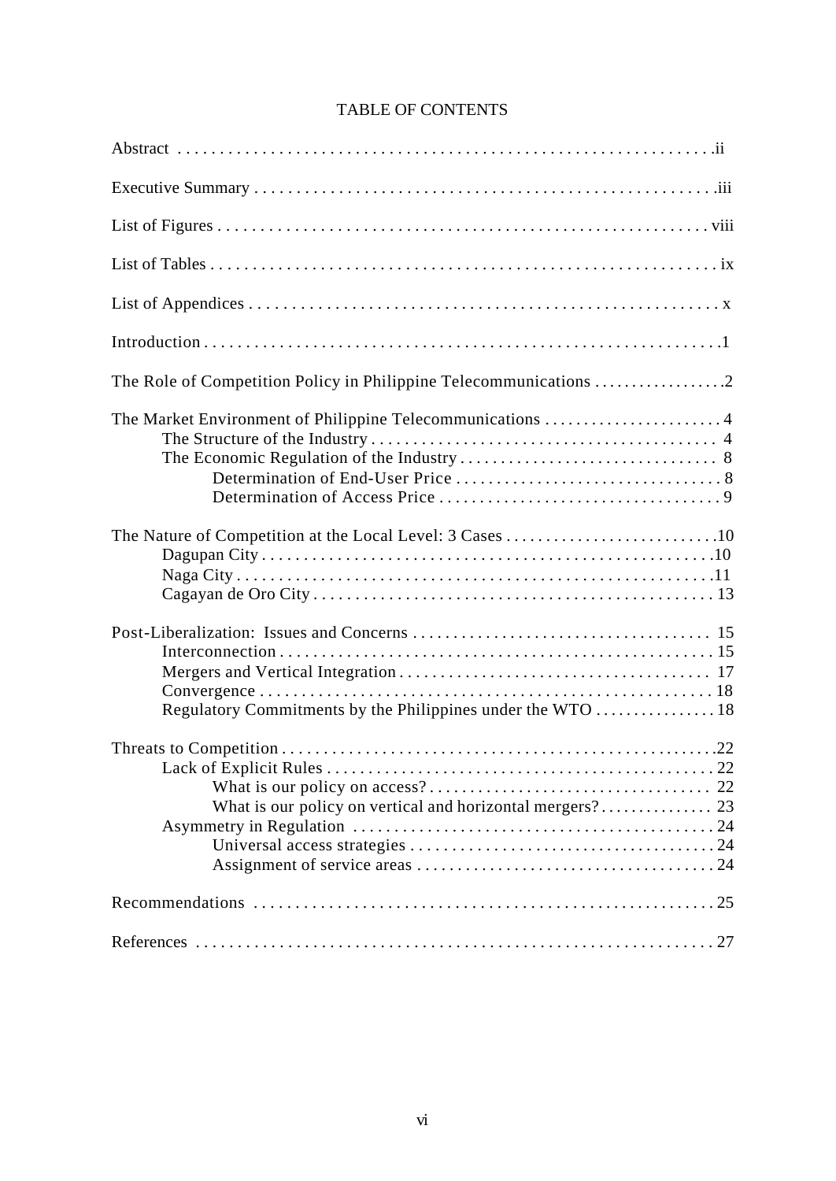# TABLE OF CONTENTS

Abstract . . . . . . . . . . . . . . . . . . . . . . . . . . . . . . . . . . . . . . . . . . . . . . . . . . . . . . . . . . . . . .ii

Executive Summary . . . . . . . . . . . . . . . . . . . . . . . . . . . . . . . . . . . . . . . . . . . . . . . . . . . . . .iii

List of Figures . . . . . . . . . . . . . . . . . . . . . . . . . . . . . . . . . . . . . . . . . . . . . . . . . . . . . . . . . . viii

List of Tables . . . . . . . . . . . . . . . . . . . . . . . . . . . . . . . . . . . . . . . . . . . . . . . . . . . . . . . . . . . ix

List of Appendices . . . . . . . . . . . . . . . . . . . . . . . . . . . . . . . . . . . . . . . . . . . . . . . . . . . . . . . x

Introduction . . . . . . . . . . . . . . . . . . . . . . . . . . . . . . . . . . . . . . . . . . . . . . . . . . . . . . . . . . . . .1

The Role of Competition Policy in Philippine Telecommunications . . . . . . . . . . . . . . . . . .2

The Market Environment of Philippine Telecommunications . . . . . . . . . . . . . . . . . . . . . . 4
- The Structure of the Industry . . . . . . . . . . . . . . . . . . . . . . . . . . . . . . . . . . . . . . . . . 4
- The Economic Regulation of the Industry . . . . . . . . . . . . . . . . . . . . . . . . . . . . . . . 8
  - Determination of End-User Price . . . . . . . . . . . . . . . . . . . . . . . . . . . . . . . . . 8
  - Determination of Access Price . . . . . . . . . . . . . . . . . . . . . . . . . . . . . . . . . . . 9

The Nature of Competition at the Local Level: 3 Cases . . . . . . . . . . . . . . . . . . . . . . . . . . .10
- Dagupan City . . . . . . . . . . . . . . . . . . . . . . . . . . . . . . . . . . . . . . . . . . . . . . . . . . . . . .10
- Naga City . . . . . . . . . . . . . . . . . . . . . . . . . . . . . . . . . . . . . . . . . . . . . . . . . . . . . . . . .11
- Cagayan de Oro City . . . . . . . . . . . . . . . . . . . . . . . . . . . . . . . . . . . . . . . . . . . . . . . 13

Post-Liberalization: Issues and Concerns . . . . . . . . . . . . . . . . . . . . . . . . . . . . . . . . . . . . 15
- Interconnection . . . . . . . . . . . . . . . . . . . . . . . . . . . . . . . . . . . . . . . . . . . . . . . . . . . . 15
- Mergers and Vertical Integration . . . . . . . . . . . . . . . . . . . . . . . . . . . . . . . . . . . . . 17
- Convergence . . . . . . . . . . . . . . . . . . . . . . . . . . . . . . . . . . . . . . . . . . . . . . . . . . . . . . 18
- Regulatory Commitments by the Philippines under the WTO . . . . . . . . . . . . . . . . 18

Threats to Competition . . . . . . . . . . . . . . . . . . . . . . . . . . . . . . . . . . . . . . . . . . . . . . . . . . . . .22
- Lack of Explicit Rules . . . . . . . . . . . . . . . . . . . . . . . . . . . . . . . . . . . . . . . . . . . . . . . 22
  - What is our policy on access? . . . . . . . . . . . . . . . . . . . . . . . . . . . . . . . . . . . 22
  - What is our policy on vertical and horizontal mergers? . . . . . . . . . . . . . . . 23
- Asymmetry in Regulation . . . . . . . . . . . . . . . . . . . . . . . . . . . . . . . . . . . . . . . . . . . . 24
  - Universal access strategies . . . . . . . . . . . . . . . . . . . . . . . . . . . . . . . . . . . . . . 24
  - Assignment of service areas . . . . . . . . . . . . . . . . . . . . . . . . . . . . . . . . . . . . . 24

Recommendations . . . . . . . . . . . . . . . . . . . . . . . . . . . . . . . . . . . . . . . . . . . . . . . . . . . . . . . . 25

References . . . . . . . . . . . . . . . . . . . . . . . . . . . . . . . . . . . . . . . . . . . . . . . . . . . . . . . . . . . . . 27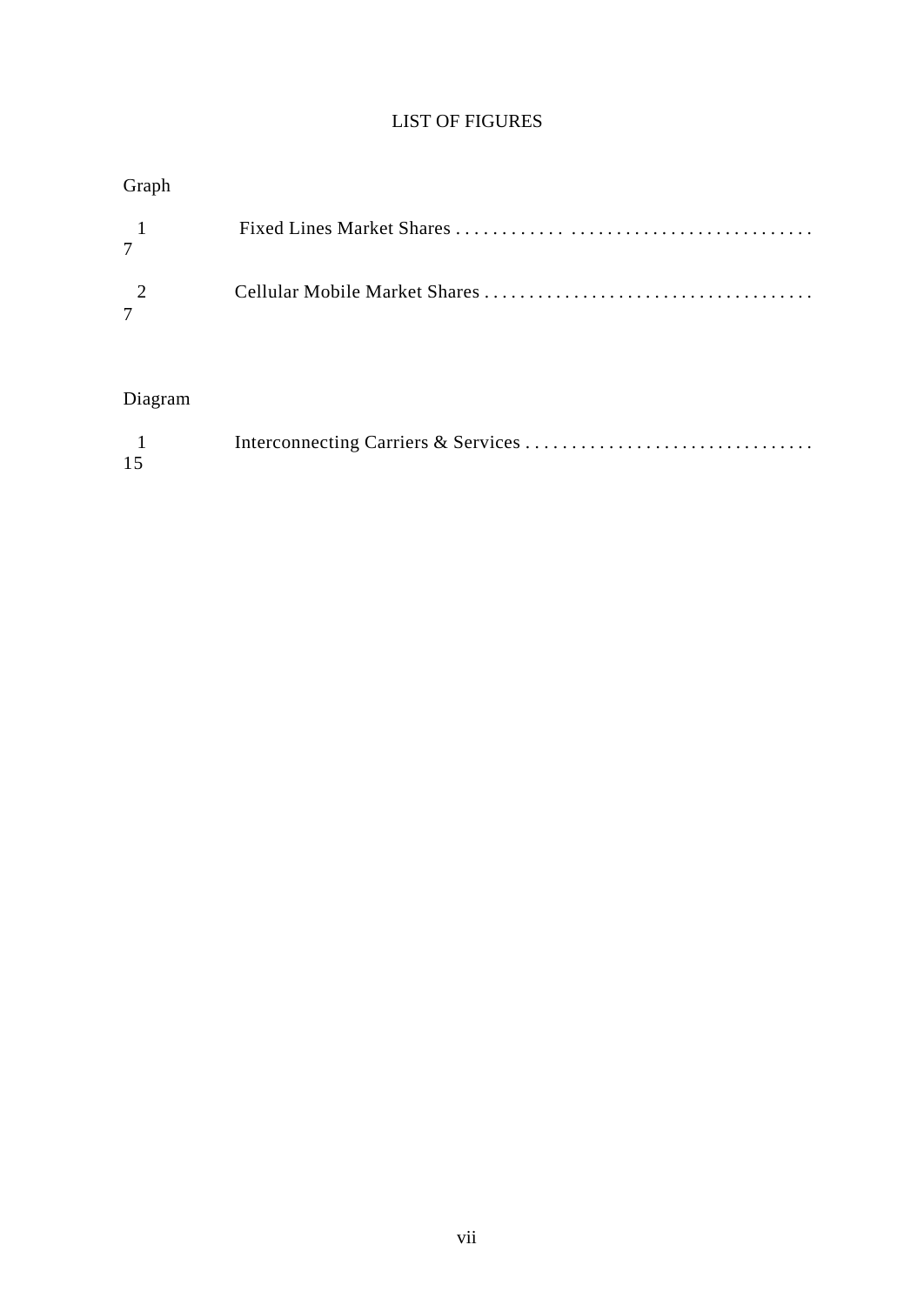# LIST OF FIGURES

Graph

1 Fixed Lines Market Shares . . . . . . . . . . . . . . . . . . . . . . . . . . . . . . . . . . . . . . 7

2 Cellular Mobile Market Shares . . . . . . . . . . . . . . . . . . . . . . . . . . . . . . . . . . . . . 7

Diagram

1 Interconnecting Carriers & Services . . . . . . . . . . . . . . . . . . . . . . . . . . . . . . . . 15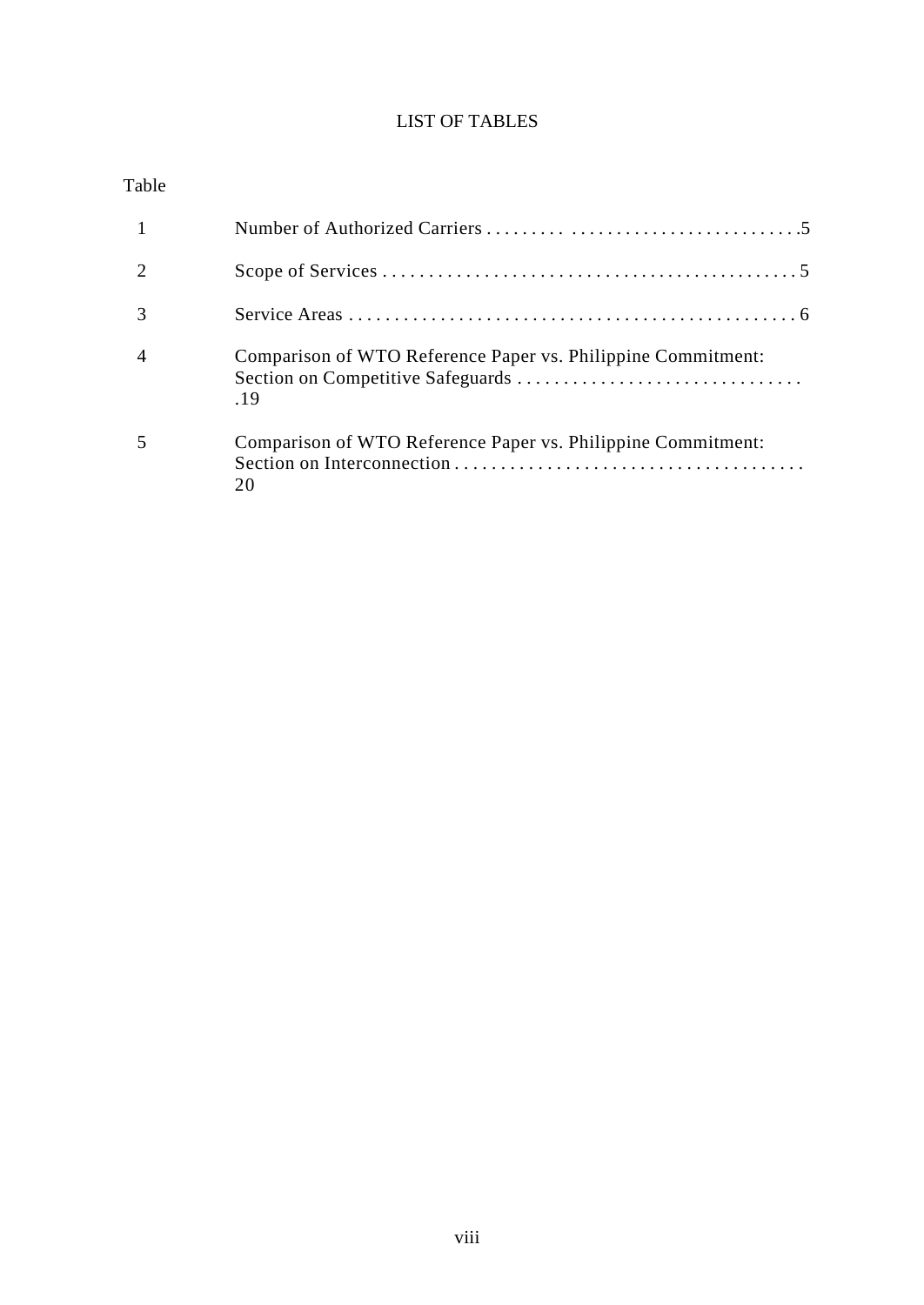# LIST OF TABLES

| Table | | |
|---|---|---|
| 1 | Number of Authorized Carriers | 5 |
| 2 | Scope of Services | 5 |
| 3 | Service Areas | 6 |
| 4 | Comparison of WTO Reference Paper vs. Philippine Commitment: Section on Competitive Safeguards | 19 |
| 5 | Comparison of WTO Reference Paper vs. Philippine Commitment: Section on Interconnection | 20 |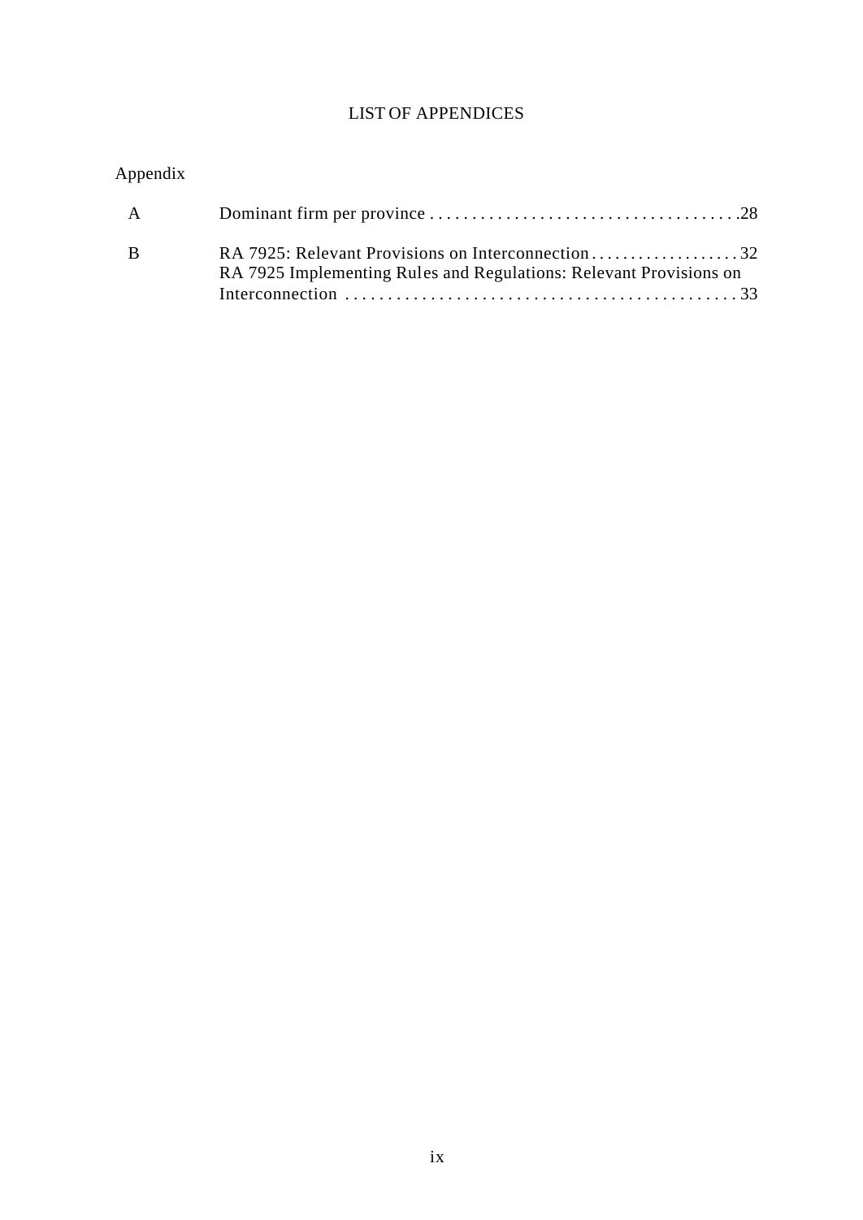# LIST OF APPENDICES

| Appendix | | |
|---|---|---|
| A | Dominant firm per province | 28 |
| B | RA 7925: Relevant Provisions on Interconnection | 32 |
| | RA 7925 Implementing Rules and Regulations: Relevant Provisions on Interconnection | 33 |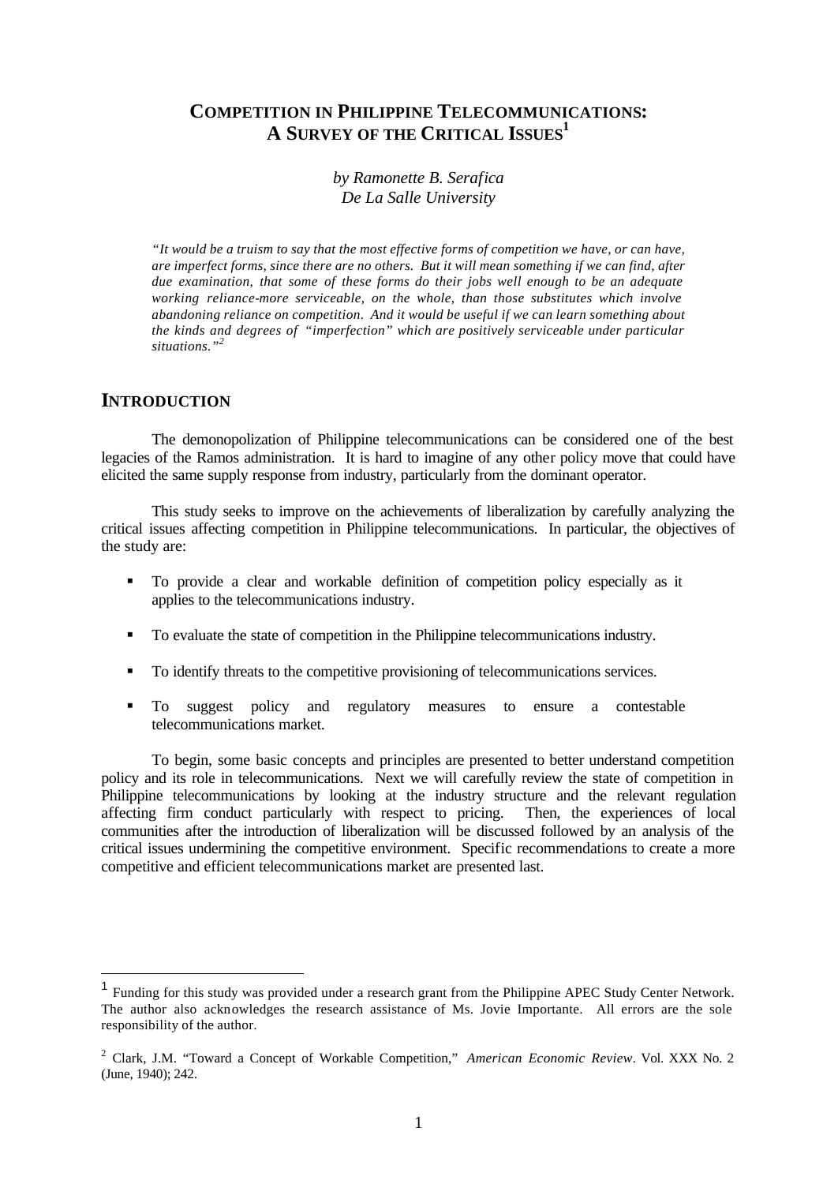# COMPETITION IN PHILIPPINE TELECOMMUNICATIONS: A SURVEY OF THE CRITICAL ISSUES[1]

*by Ramonette B. Serafica*
*De La Salle University*

*"It would be a truism to say that the most effective forms of competition we have, or can have, are imperfect forms, since there are no others. But it will mean something if we can find, after due examination, that some of these forms do their jobs well enough to be an adequate working reliance-more serviceable, on the whole, than those substitutes which involve abandoning reliance on competition. And it would be useful if we can learn something about the kinds and degrees of "imperfection" which are positively serviceable under particular situations."[2]*

## INTRODUCTION

The demonopolization of Philippine telecommunications can be considered one of the best legacies of the Ramos administration. It is hard to imagine of any other policy move that could have elicited the same supply response from industry, particularly from the dominant operator.

This study seeks to improve on the achievements of liberalization by carefully analyzing the critical issues affecting competition in Philippine telecommunications. In particular, the objectives of the study are:

- To provide a clear and workable definition of competition policy especially as it applies to the telecommunications industry.
- To evaluate the state of competition in the Philippine telecommunications industry.
- To identify threats to the competitive provisioning of telecommunications services.
- To suggest policy and regulatory measures to ensure a contestable telecommunications market.

To begin, some basic concepts and principles are presented to better understand competition policy and its role in telecommunications. Next we will carefully review the state of competition in Philippine telecommunications by looking at the industry structure and the relevant regulation affecting firm conduct particularly with respect to pricing. Then, the experiences of local communities after the introduction of liberalization will be discussed followed by an analysis of the critical issues undermining the competitive environment. Specific recommendations to create a more competitive and efficient telecommunications market are presented last.

---

[1] Funding for this study was provided under a research grant from the Philippine APEC Study Center Network. The author also acknowledges the research assistance of Ms. Jovie Importante. All errors are the sole responsibility of the author.

[2] Clark, J.M. "Toward a Concept of Workable Competition," *American Economic Review*. Vol. XXX No. 2 (June, 1940); 242.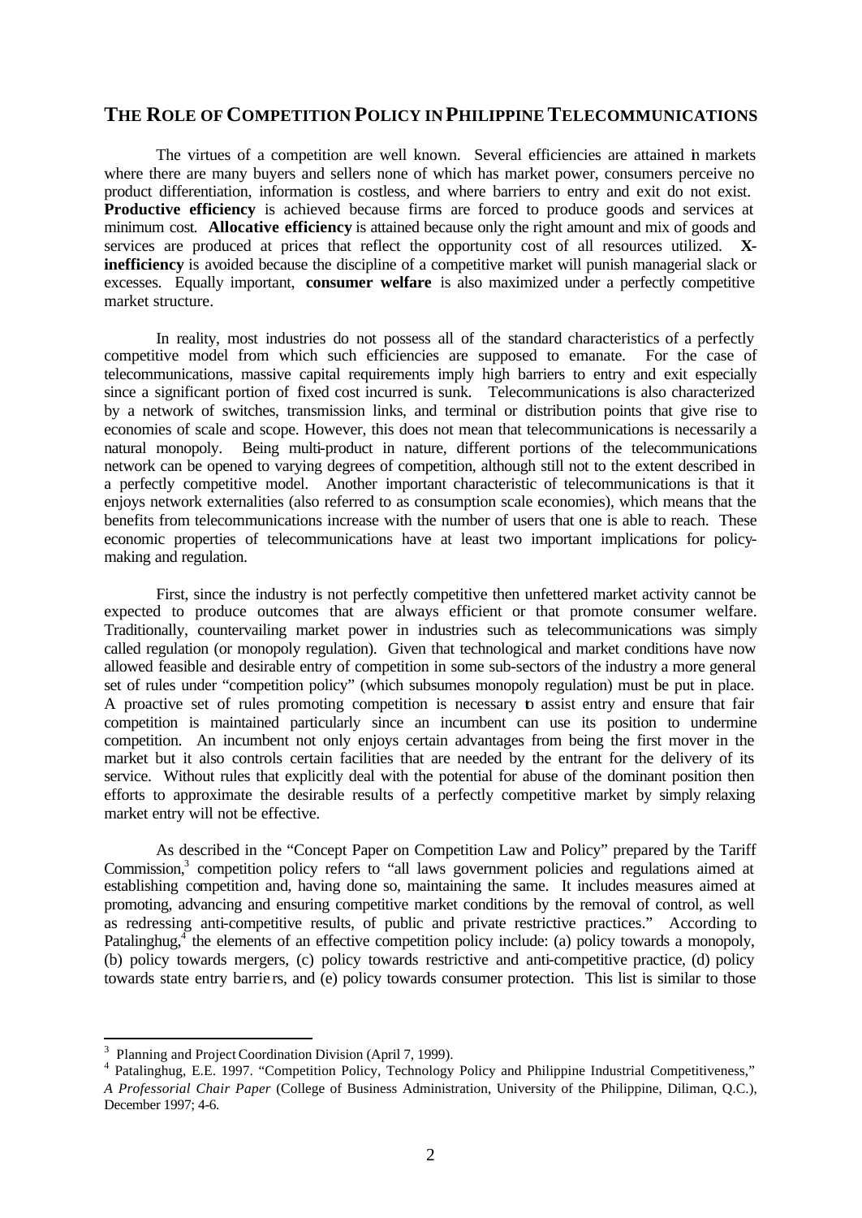## THE ROLE OF COMPETITION POLICY IN PHILIPPINE TELECOMMUNICATIONS

The virtues of a competition are well known. Several efficiencies are attained in markets where there are many buyers and sellers none of which has market power, consumers perceive no product differentiation, information is costless, and where barriers to entry and exit do not exist. **Productive efficiency** is achieved because firms are forced to produce goods and services at minimum cost. **Allocative efficiency** is attained because only the right amount and mix of goods and services are produced at prices that reflect the opportunity cost of all resources utilized. **X-inefficiency** is avoided because the discipline of a competitive market will punish managerial slack or excesses. Equally important, **consumer welfare** is also maximized under a perfectly competitive market structure.

In reality, most industries do not possess all of the standard characteristics of a perfectly competitive model from which such efficiencies are supposed to emanate. For the case of telecommunications, massive capital requirements imply high barriers to entry and exit especially since a significant portion of fixed cost incurred is sunk. Telecommunications is also characterized by a network of switches, transmission links, and terminal or distribution points that give rise to economies of scale and scope. However, this does not mean that telecommunications is necessarily a natural monopoly. Being multi-product in nature, different portions of the telecommunications network can be opened to varying degrees of competition, although still not to the extent described in a perfectly competitive model. Another important characteristic of telecommunications is that it enjoys network externalities (also referred to as consumption scale economies), which means that the benefits from telecommunications increase with the number of users that one is able to reach. These economic properties of telecommunications have at least two important implications for policy-making and regulation.

First, since the industry is not perfectly competitive then unfettered market activity cannot be expected to produce outcomes that are always efficient or that promote consumer welfare. Traditionally, countervailing market power in industries such as telecommunications was simply called regulation (or monopoly regulation). Given that technological and market conditions have now allowed feasible and desirable entry of competition in some sub-sectors of the industry a more general set of rules under "competition policy" (which subsumes monopoly regulation) must be put in place. A proactive set of rules promoting competition is necessary to assist entry and ensure that fair competition is maintained particularly since an incumbent can use its position to undermine competition. An incumbent not only enjoys certain advantages from being the first mover in the market but it also controls certain facilities that are needed by the entrant for the delivery of its service. Without rules that explicitly deal with the potential for abuse of the dominant position then efforts to approximate the desirable results of a perfectly competitive market by simply relaxing market entry will not be effective.

As described in the "Concept Paper on Competition Law and Policy" prepared by the Tariff Commission,[3] competition policy refers to "all laws government policies and regulations aimed at establishing competition and, having done so, maintaining the same. It includes measures aimed at promoting, advancing and ensuring competitive market conditions by the removal of control, as well as redressing anti-competitive results, of public and private restrictive practices." According to Patalinghug,[4] the elements of an effective competition policy include: (a) policy towards a monopoly, (b) policy towards mergers, (c) policy towards restrictive and anti-competitive practice, (d) policy towards state entry barriers, and (e) policy towards consumer protection. This list is similar to those

---

[3] Planning and Project Coordination Division (April 7, 1999).

[4] Patalinghug, E.E. 1997. "Competition Policy, Technology Policy and Philippine Industrial Competitiveness," *A Professorial Chair Paper* (College of Business Administration, University of the Philippine, Diliman, Q.C.), December 1997; 4-6.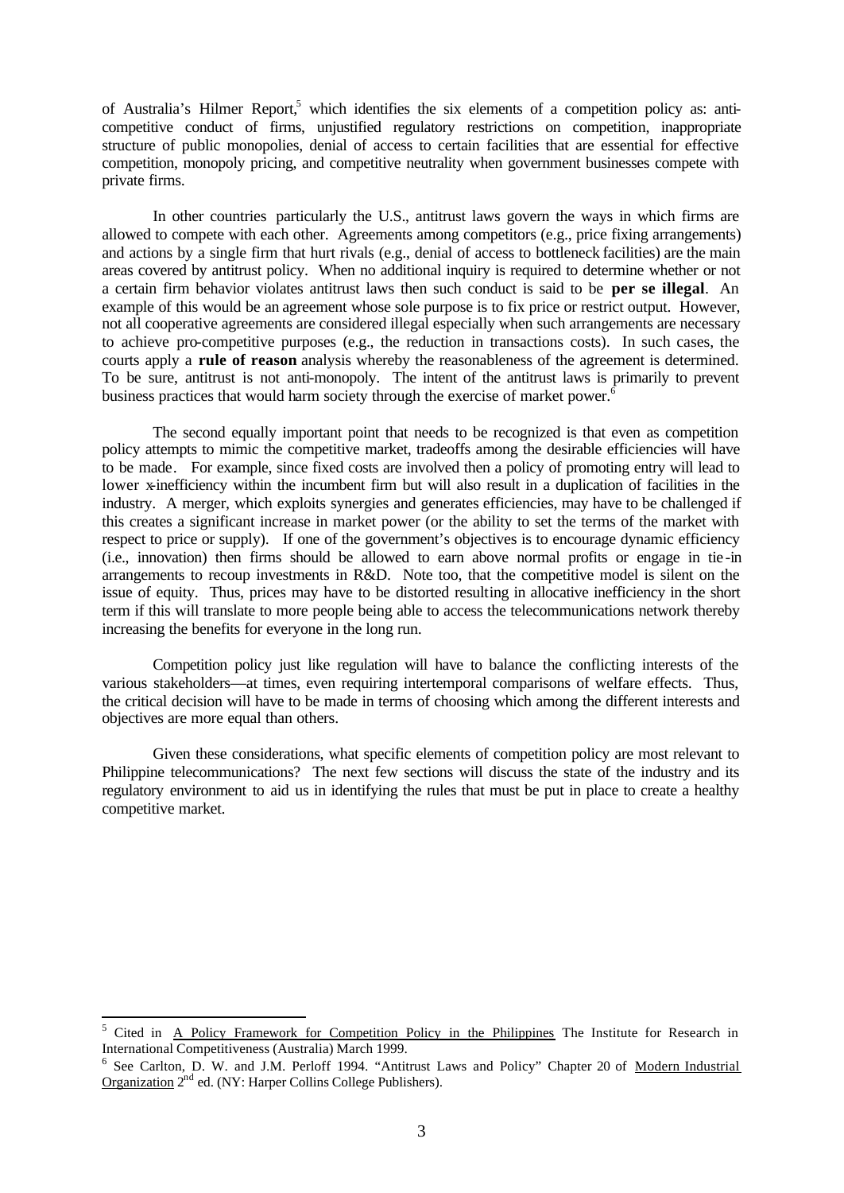of Australia's Hilmer Report,[5] which identifies the six elements of a competition policy as: anti-competitive conduct of firms, unjustified regulatory restrictions on competition, inappropriate structure of public monopolies, denial of access to certain facilities that are essential for effective competition, monopoly pricing, and competitive neutrality when government businesses compete with private firms.

In other countries particularly the U.S., antitrust laws govern the ways in which firms are allowed to compete with each other. Agreements among competitors (e.g., price fixing arrangements) and actions by a single firm that hurt rivals (e.g., denial of access to bottleneck facilities) are the main areas covered by antitrust policy. When no additional inquiry is required to determine whether or not a certain firm behavior violates antitrust laws then such conduct is said to be **per se illegal**. An example of this would be an agreement whose sole purpose is to fix price or restrict output. However, not all cooperative agreements are considered illegal especially when such arrangements are necessary to achieve pro-competitive purposes (e.g., the reduction in transactions costs). In such cases, the courts apply a **rule of reason** analysis whereby the reasonableness of the agreement is determined. To be sure, antitrust is not anti-monopoly. The intent of the antitrust laws is primarily to prevent business practices that would harm society through the exercise of market power.[6]

The second equally important point that needs to be recognized is that even as competition policy attempts to mimic the competitive market, tradeoffs among the desirable efficiencies will have to be made. For example, since fixed costs are involved then a policy of promoting entry will lead to lower x-inefficiency within the incumbent firm but will also result in a duplication of facilities in the industry. A merger, which exploits synergies and generates efficiencies, may have to be challenged if this creates a significant increase in market power (or the ability to set the terms of the market with respect to price or supply). If one of the government's objectives is to encourage dynamic efficiency (i.e., innovation) then firms should be allowed to earn above normal profits or engage in tie-in arrangements to recoup investments in R&D. Note too, that the competitive model is silent on the issue of equity. Thus, prices may have to be distorted resulting in allocative inefficiency in the short term if this will translate to more people being able to access the telecommunications network thereby increasing the benefits for everyone in the long run.

Competition policy just like regulation will have to balance the conflicting interests of the various stakeholders—at times, even requiring intertemporal comparisons of welfare effects. Thus, the critical decision will have to be made in terms of choosing which among the different interests and objectives are more equal than others.

Given these considerations, what specific elements of competition policy are most relevant to Philippine telecommunications? The next few sections will discuss the state of the industry and its regulatory environment to aid us in identifying the rules that must be put in place to create a healthy competitive market.

---

[5] Cited in A Policy Framework for Competition Policy in the Philippines The Institute for Research in International Competitiveness (Australia) March 1999.

[6] See Carlton, D. W. and J.M. Perloff 1994. "Antitrust Laws and Policy" Chapter 20 of Modern Industrial Organization 2nd ed. (NY: Harper Collins College Publishers).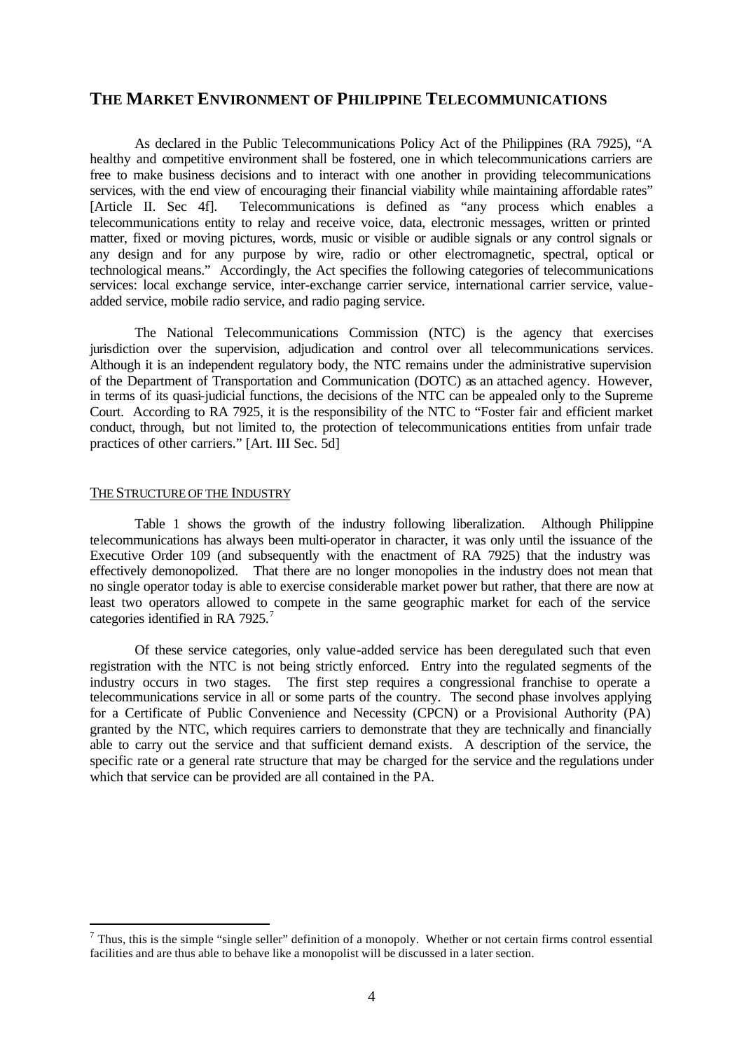## THE MARKET ENVIRONMENT OF PHILIPPINE TELECOMMUNICATIONS

As declared in the Public Telecommunications Policy Act of the Philippines (RA 7925), "A healthy and competitive environment shall be fostered, one in which telecommunications carriers are free to make business decisions and to interact with one another in providing telecommunications services, with the end view of encouraging their financial viability while maintaining affordable rates" [Article II. Sec 4f]. Telecommunications is defined as "any process which enables a telecommunications entity to relay and receive voice, data, electronic messages, written or printed matter, fixed or moving pictures, words, music or visible or audible signals or any control signals or any design and for any purpose by wire, radio or other electromagnetic, spectral, optical or technological means." Accordingly, the Act specifies the following categories of telecommunications services: local exchange service, inter-exchange carrier service, international carrier service, value-added service, mobile radio service, and radio paging service.

The National Telecommunications Commission (NTC) is the agency that exercises jurisdiction over the supervision, adjudication and control over all telecommunications services. Although it is an independent regulatory body, the NTC remains under the administrative supervision of the Department of Transportation and Communication (DOTC) as an attached agency. However, in terms of its quasi-judicial functions, the decisions of the NTC can be appealed only to the Supreme Court. According to RA 7925, it is the responsibility of the NTC to "Foster fair and efficient market conduct, through, but not limited to, the protection of telecommunications entities from unfair trade practices of other carriers." [Art. III Sec. 5d]

### THE STRUCTURE OF THE INDUSTRY

Table 1 shows the growth of the industry following liberalization. Although Philippine telecommunications has always been multi-operator in character, it was only until the issuance of the Executive Order 109 (and subsequently with the enactment of RA 7925) that the industry was effectively demonopolized. That there are no longer monopolies in the industry does not mean that no single operator today is able to exercise considerable market power but rather, that there are now at least two operators allowed to compete in the same geographic market for each of the service categories identified in RA 7925.[7]

Of these service categories, only value-added service has been deregulated such that even registration with the NTC is not being strictly enforced. Entry into the regulated segments of the industry occurs in two stages. The first step requires a congressional franchise to operate a telecommunications service in all or some parts of the country. The second phase involves applying for a Certificate of Public Convenience and Necessity (CPCN) or a Provisional Authority (PA) granted by the NTC, which requires carriers to demonstrate that they are technically and financially able to carry out the service and that sufficient demand exists. A description of the service, the specific rate or a general rate structure that may be charged for the service and the regulations under which that service can be provided are all contained in the PA.

---

[7] Thus, this is the simple "single seller" definition of a monopoly. Whether or not certain firms control essential facilities and are thus able to behave like a monopolist will be discussed in a later section.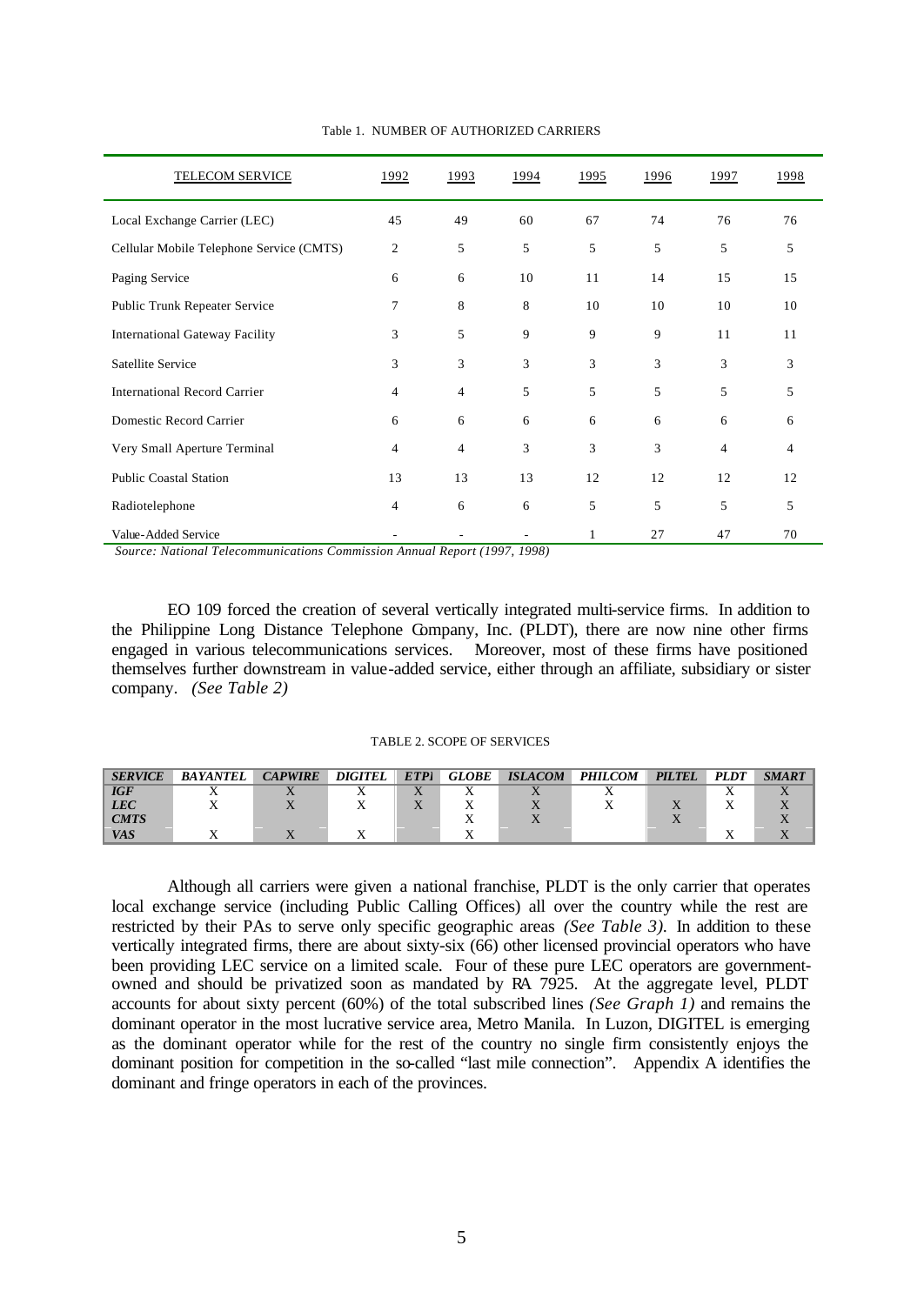Table 1. NUMBER OF AUTHORIZED CARRIERS

| TELECOM SERVICE | 1992 | 1993 | 1994 | 1995 | 1996 | 1997 | 1998 |
|---|---|---|---|---|---|---|---|
| Local Exchange Carrier (LEC) | 45 | 49 | 60 | 67 | 74 | 76 | 76 |
| Cellular Mobile Telephone Service (CMTS) | 2 | 5 | 5 | 5 | 5 | 5 | 5 |
| Paging Service | 6 | 6 | 10 | 11 | 14 | 15 | 15 |
| Public Trunk Repeater Service | 7 | 8 | 8 | 10 | 10 | 10 | 10 |
| International Gateway Facility | 3 | 5 | 9 | 9 | 9 | 11 | 11 |
| Satellite Service | 3 | 3 | 3 | 3 | 3 | 3 | 3 |
| International Record Carrier | 4 | 4 | 5 | 5 | 5 | 5 | 5 |
| Domestic Record Carrier | 6 | 6 | 6 | 6 | 6 | 6 | 6 |
| Very Small Aperture Terminal | 4 | 4 | 3 | 3 | 3 | 4 | 4 |
| Public Coastal Station | 13 | 13 | 13 | 12 | 12 | 12 | 12 |
| Radiotelephone | 4 | 6 | 6 | 5 | 5 | 5 | 5 |
| Value-Added Service | - | - | - | 1 | 27 | 47 | 70 |

*Source: National Telecommunications Commission Annual Report (1997, 1998)*

EO 109 forced the creation of several vertically integrated multi-service firms. In addition to the Philippine Long Distance Telephone Company, Inc. (PLDT), there are now nine other firms engaged in various telecommunications services. Moreover, most of these firms have positioned themselves further downstream in value-added service, either through an affiliate, subsidiary or sister company. *(See Table 2)*

TABLE 2. SCOPE OF SERVICES

| *SERVICE* | *BAYANTEL* | *CAPWIRE* | *DIGITEL* | *ETPI* | *GLOBE* | *ISLACOM* | *PHILCOM* | *PILTEL* | *PLDT* | *SMART* |
|---|---|---|---|---|---|---|---|---|---|---|
| *IGF* | X | X | X | X | X | X | X | | X | X |
| *LEC* | X | X | X | X | X | X | X | X | X | X |
| *CMTS* | | | | | X | X | | X | | X |
| *VAS* | X | X | X | | X | | | | X | X |

Although all carriers were given a national franchise, PLDT is the only carrier that operates local exchange service (including Public Calling Offices) all over the country while the rest are restricted by their PAs to serve only specific geographic areas *(See Table 3)*. In addition to these vertically integrated firms, there are about sixty-six (66) other licensed provincial operators who have been providing LEC service on a limited scale. Four of these pure LEC operators are government-owned and should be privatized soon as mandated by RA 7925. At the aggregate level, PLDT accounts for about sixty percent (60%) of the total subscribed lines *(See Graph 1)* and remains the dominant operator in the most lucrative service area, Metro Manila. In Luzon, DIGITEL is emerging as the dominant operator while for the rest of the country no single firm consistently enjoys the dominant position for competition in the so-called "last mile connection". Appendix A identifies the dominant and fringe operators in each of the provinces.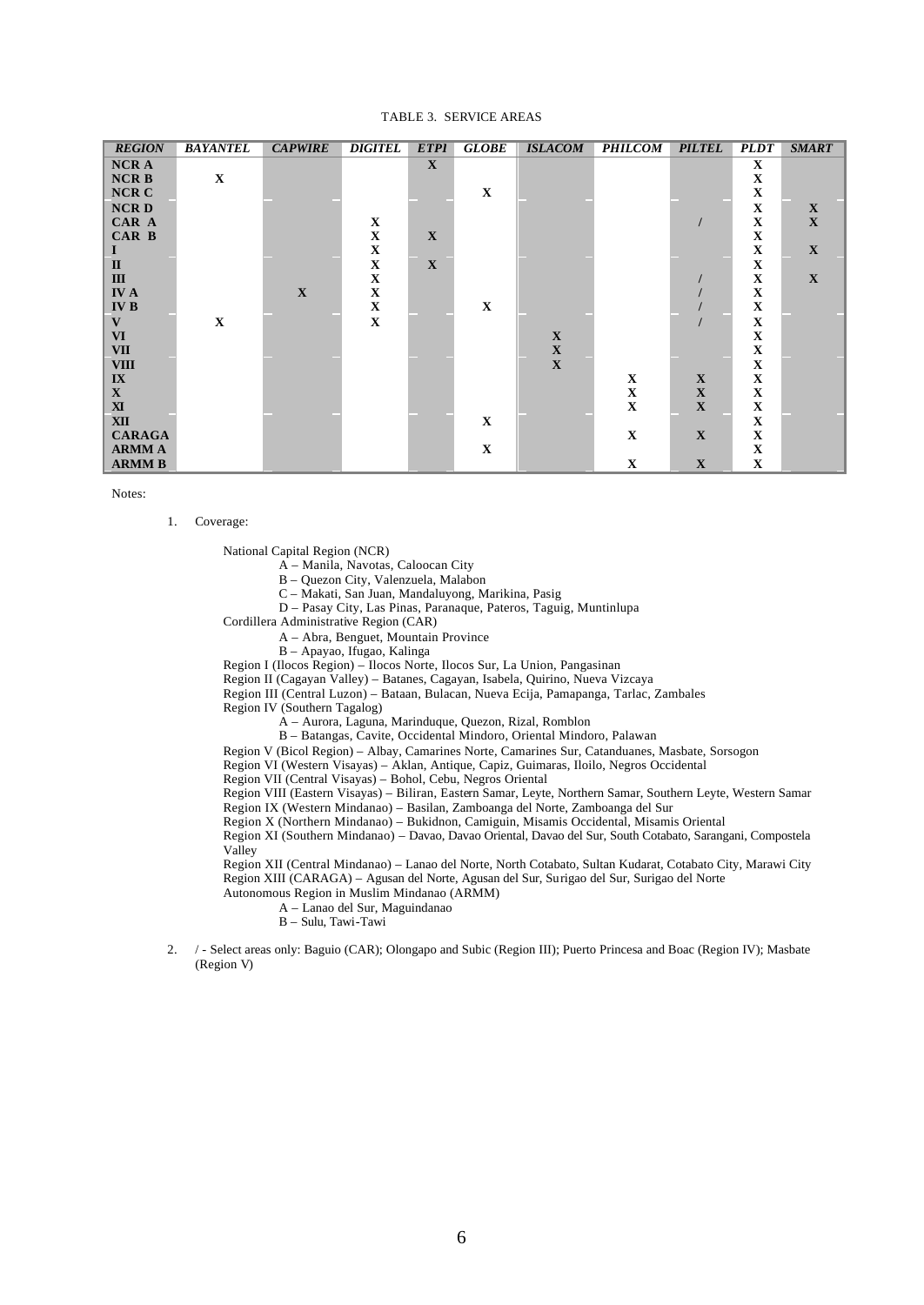TABLE 3. SERVICE AREAS

| *REGION* | *BAYANTEL* | *CAPWIRE* | *DIGITEL* | *ETPI* | *GLOBE* | *ISLACOM* | *PHILCOM* | *PILTEL* | *PLDT* | *SMART* |
|---|---|---|---|---|---|---|---|---|---|---|
| **NCR A** | | | | **X** | | | | | **X** | |
| **NCR B** | **X** | | | | | | | | **X** | |
| **NCR C** | | | | | **X** | | | | **X** | |
| **NCR D** | | | | | | | | | **X** | **X** |
| **CAR A** | | | **X** | | | | | / | **X** | **X** |
| **CAR B** | | | **X** | **X** | | | | | **X** | |
| **I** | | | **X** | | | | | | **X** | **X** |
| **II** | | | **X** | **X** | | | | | **X** | |
| **III** | | | **X** | | | | | / | **X** | **X** |
| **IV A** | | **X** | **X** | | | | | / | **X** | |
| **IV B** | | | **X** | | **X** | | | / | **X** | |
| **V** | **X** | | **X** | | | | | / | **X** | |
| **VI** | | | | | | **X** | | | **X** | |
| **VII** | | | | | | **X** | | | **X** | |
| **VIII** | | | | | | **X** | | | **X** | |
| **IX** | | | | | | | **X** | **X** | **X** | |
| **X** | | | | | | | **X** | **X** | **X** | |
| **XI** | | | | | | | **X** | **X** | **X** | |
| **XII** | | | | | **X** | | | | **X** | |
| **CARAGA** | | | | | | | **X** | **X** | **X** | |
| **ARMM A** | | | | | **X** | | | | **X** | |
| **ARMM B** | | | | | | | **X** | **X** | **X** | |

Notes:

1. Coverage:

   National Capital Region (NCR)
   - A – Manila, Navotas, Caloocan City
   - B – Quezon City, Valenzuela, Malabon
   - C – Makati, San Juan, Mandaluyong, Marikina, Pasig
   - D – Pasay City, Las Pinas, Paranaque, Pateros, Taguig, Muntinlupa

   Cordillera Administrative Region (CAR)
   - A – Abra, Benguet, Mountain Province
   - B – Apayao, Ifugao, Kalinga

   Region I (Ilocos Region) – Ilocos Norte, Ilocos Sur, La Union, Pangasinan
   Region II (Cagayan Valley) – Batanes, Cagayan, Isabela, Quirino, Nueva Vizcaya
   Region III (Central Luzon) – Bataan, Bulacan, Nueva Ecija, Pamapanga, Tarlac, Zambales
   Region IV (Southern Tagalog)
   - A – Aurora, Laguna, Marinduque, Quezon, Rizal, Romblon
   - B – Batangas, Cavite, Occidental Mindoro, Oriental Mindoro, Palawan

   Region V (Bicol Region) – Albay, Camarines Norte, Camarines Sur, Catanduanes, Masbate, Sorsogon
   Region VI (Western Visayas) – Aklan, Antique, Capiz, Guimaras, Iloilo, Negros Occidental
   Region VII (Central Visayas) – Bohol, Cebu, Negros Oriental
   Region VIII (Eastern Visayas) – Biliran, Eastern Samar, Leyte, Northern Samar, Southern Leyte, Western Samar
   Region IX (Western Mindanao) – Basilan, Zamboanga del Norte, Zamboanga del Sur
   Region X (Northern Mindanao) – Bukidnon, Camiguin, Misamis Occidental, Misamis Oriental
   Region XI (Southern Mindanao) – Davao, Davao Oriental, Davao del Sur, South Cotabato, Sarangani, Compostela Valley
   Region XII (Central Mindanao) – Lanao del Norte, North Cotabato, Sultan Kudarat, Cotabato City, Marawi City
   Region XIII (CARAGA) – Agusan del Norte, Agusan del Sur, Surigao del Sur, Surigao del Norte
   Autonomous Region in Muslim Mindanao (ARMM)
   - A – Lanao del Sur, Maguindanao
   - B – Sulu, Tawi-Tawi

2. / - Select areas only: Baguio (CAR); Olongapo and Subic (Region III); Puerto Princesa and Boac (Region IV); Masbate (Region V)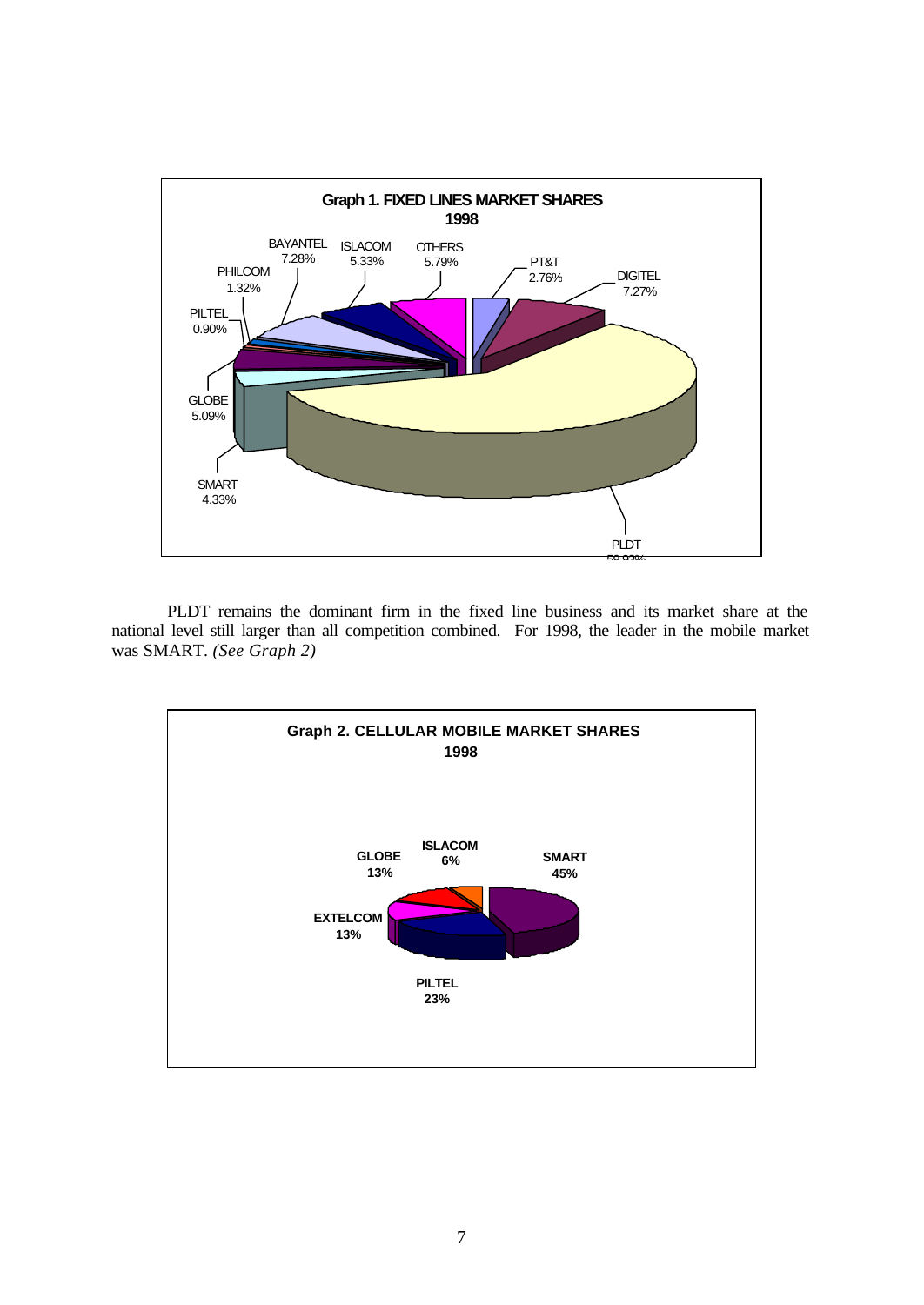**Graph 1. FIXED LINES MARKET SHARES 1998**

| Company | Share |
|---|---|
| PLDT | 59.93% |
| DIGITEL | 7.27% |
| PT&T | 2.76% |
| OTHERS | 5.79% |
| ISLACOM | 5.33% |
| BAYANTEL | 7.28% |
| PHILCOM | 1.32% |
| PILTEL | 0.90% |
| GLOBE | 5.09% |
| SMART | 4.33% |

PLDT remains the dominant firm in the fixed line business and its market share at the national level still larger than all competition combined. For 1998, the leader in the mobile market was SMART. *(See Graph 2)*

**Graph 2. CELLULAR MOBILE MARKET SHARES 1998**

| Company | Share |
|---|---|
| SMART | 45% |
| PILTEL | 23% |
| EXTELCOM | 13% |
| GLOBE | 13% |
| ISLACOM | 6% |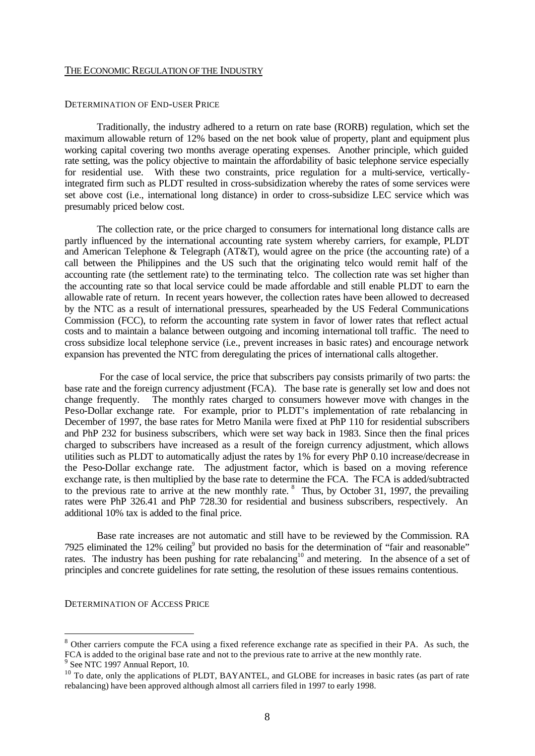## THE ECONOMIC REGULATION OF THE INDUSTRY

### DETERMINATION OF END-USER PRICE

Traditionally, the industry adhered to a return on rate base (RORB) regulation, which set the maximum allowable return of 12% based on the net book value of property, plant and equipment plus working capital covering two months average operating expenses. Another principle, which guided rate setting, was the policy objective to maintain the affordability of basic telephone service especially for residential use. With these two constraints, price regulation for a multi-service, vertically-integrated firm such as PLDT resulted in cross-subsidization whereby the rates of some services were set above cost (i.e., international long distance) in order to cross-subsidize LEC service which was presumably priced below cost.

The collection rate, or the price charged to consumers for international long distance calls are partly influenced by the international accounting rate system whereby carriers, for example, PLDT and American Telephone & Telegraph (AT&T), would agree on the price (the accounting rate) of a call between the Philippines and the US such that the originating telco would remit half of the accounting rate (the settlement rate) to the terminating telco. The collection rate was set higher than the accounting rate so that local service could be made affordable and still enable PLDT to earn the allowable rate of return. In recent years however, the collection rates have been allowed to decreased by the NTC as a result of international pressures, spearheaded by the US Federal Communications Commission (FCC), to reform the accounting rate system in favor of lower rates that reflect actual costs and to maintain a balance between outgoing and incoming international toll traffic. The need to cross subsidize local telephone service (i.e., prevent increases in basic rates) and encourage network expansion has prevented the NTC from deregulating the prices of international calls altogether.

For the case of local service, the price that subscribers pay consists primarily of two parts: the base rate and the foreign currency adjustment (FCA). The base rate is generally set low and does not change frequently. The monthly rates charged to consumers however move with changes in the Peso-Dollar exchange rate. For example, prior to PLDT's implementation of rate rebalancing in December of 1997, the base rates for Metro Manila were fixed at PhP 110 for residential subscribers and PhP 232 for business subscribers, which were set way back in 1983. Since then the final prices charged to subscribers have increased as a result of the foreign currency adjustment, which allows utilities such as PLDT to automatically adjust the rates by 1% for every PhP 0.10 increase/decrease in the Peso-Dollar exchange rate. The adjustment factor, which is based on a moving reference exchange rate, is then multiplied by the base rate to determine the FCA. The FCA is added/subtracted to the previous rate to arrive at the new monthly rate. [8] Thus, by October 31, 1997, the prevailing rates were PhP 326.41 and PhP 728.30 for residential and business subscribers, respectively. An additional 10% tax is added to the final price.

Base rate increases are not automatic and still have to be reviewed by the Commission. RA 7925 eliminated the 12% ceiling[9] but provided no basis for the determination of "fair and reasonable" rates. The industry has been pushing for rate rebalancing[10] and metering. In the absence of a set of principles and concrete guidelines for rate setting, the resolution of these issues remains contentious.

### DETERMINATION OF ACCESS PRICE

---

[8] Other carriers compute the FCA using a fixed reference exchange rate as specified in their PA. As such, the FCA is added to the original base rate and not to the previous rate to arrive at the new monthly rate.

[9] See NTC 1997 Annual Report, 10.

[10] To date, only the applications of PLDT, BAYANTEL, and GLOBE for increases in basic rates (as part of rate rebalancing) have been approved although almost all carriers filed in 1997 to early 1998.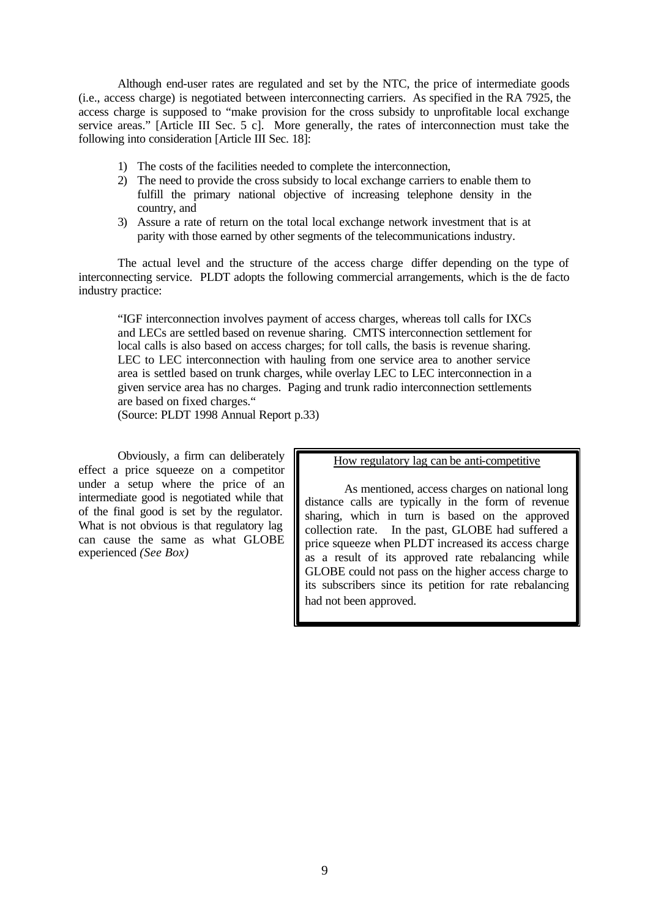Although end-user rates are regulated and set by the NTC, the price of intermediate goods (i.e., access charge) is negotiated between interconnecting carriers. As specified in the RA 7925, the access charge is supposed to "make provision for the cross subsidy to unprofitable local exchange service areas." [Article III Sec. 5 c]. More generally, the rates of interconnection must take the following into consideration [Article III Sec. 18]:

1) The costs of the facilities needed to complete the interconnection,
2) The need to provide the cross subsidy to local exchange carriers to enable them to fulfill the primary national objective of increasing telephone density in the country, and
3) Assure a rate of return on the total local exchange network investment that is at parity with those earned by other segments of the telecommunications industry.

The actual level and the structure of the access charge differ depending on the type of interconnecting service. PLDT adopts the following commercial arrangements, which is the de facto industry practice:

> "IGF interconnection involves payment of access charges, whereas toll calls for IXCs and LECs are settled based on revenue sharing. CMTS interconnection settlement for local calls is also based on access charges; for toll calls, the basis is revenue sharing. LEC to LEC interconnection with hauling from one service area to another service area is settled based on trunk charges, while overlay LEC to LEC interconnection in a given service area has no charges. Paging and trunk radio interconnection settlements are based on fixed charges."
> (Source: PLDT 1998 Annual Report p.33)

Obviously, a firm can deliberately effect a price squeeze on a competitor under a setup where the price of an intermediate good is negotiated while that of the final good is set by the regulator. What is not obvious is that regulatory lag can cause the same as what GLOBE experienced *(See Box)*

> <u>How regulatory lag can be anti-competitive</u>
>
> As mentioned, access charges on national long distance calls are typically in the form of revenue sharing, which in turn is based on the approved collection rate. In the past, GLOBE had suffered a price squeeze when PLDT increased its access charge as a result of its approved rate rebalancing while GLOBE could not pass on the higher access charge to its subscribers since its petition for rate rebalancing had not been approved.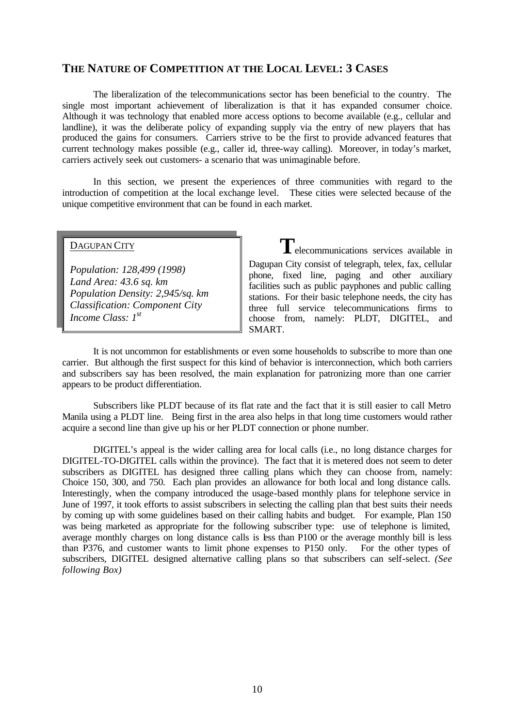## THE NATURE OF COMPETITION AT THE LOCAL LEVEL: 3 CASES

The liberalization of the telecommunications sector has been beneficial to the country. The single most important achievement of liberalization is that it has expanded consumer choice. Although it was technology that enabled more access options to become available (e.g., cellular and landline), it was the deliberate policy of expanding supply via the entry of new players that has produced the gains for consumers. Carriers strive to be the first to provide advanced features that current technology makes possible (e.g., caller id, three-way calling). Moreover, in today's market, carriers actively seek out customers- a scenario that was unimaginable before.

In this section, we present the experiences of three communities with regard to the introduction of competition at the local exchange level. These cities were selected because of the unique competitive environment that can be found in each market.

DAGUPAN CITY

*Population: 128,499 (1998)*
*Land Area: 43.6 sq. km*
*Population Density: 2,945/sq. km*
*Classification: Component City*
*Income Class: 1st*

Telecommunications services available in Dagupan City consist of telegraph, telex, fax, cellular phone, fixed line, paging and other auxiliary facilities such as public payphones and public calling stations. For their basic telephone needs, the city has three full service telecommunications firms to choose from, namely: PLDT, DIGITEL, and SMART.

It is not uncommon for establishments or even some households to subscribe to more than one carrier. But although the first suspect for this kind of behavior is interconnection, which both carriers and subscribers say has been resolved, the main explanation for patronizing more than one carrier appears to be product differentiation.

Subscribers like PLDT because of its flat rate and the fact that it is still easier to call Metro Manila using a PLDT line. Being first in the area also helps in that long time customers would rather acquire a second line than give up his or her PLDT connection or phone number.

DIGITEL's appeal is the wider calling area for local calls (i.e., no long distance charges for DIGITEL-TO-DIGITEL calls within the province). The fact that it is metered does not seem to deter subscribers as DIGITEL has designed three calling plans which they can choose from, namely: Choice 150, 300, and 750. Each plan provides an allowance for both local and long distance calls. Interestingly, when the company introduced the usage-based monthly plans for telephone service in June of 1997, it took efforts to assist subscribers in selecting the calling plan that best suits their needs by coming up with some guidelines based on their calling habits and budget. For example, Plan 150 was being marketed as appropriate for the following subscriber type: use of telephone is limited, average monthly charges on long distance calls is less than P100 or the average monthly bill is less than P376, and customer wants to limit phone expenses to P150 only. For the other types of subscribers, DIGITEL designed alternative calling plans so that subscribers can self-select. *(See following Box)*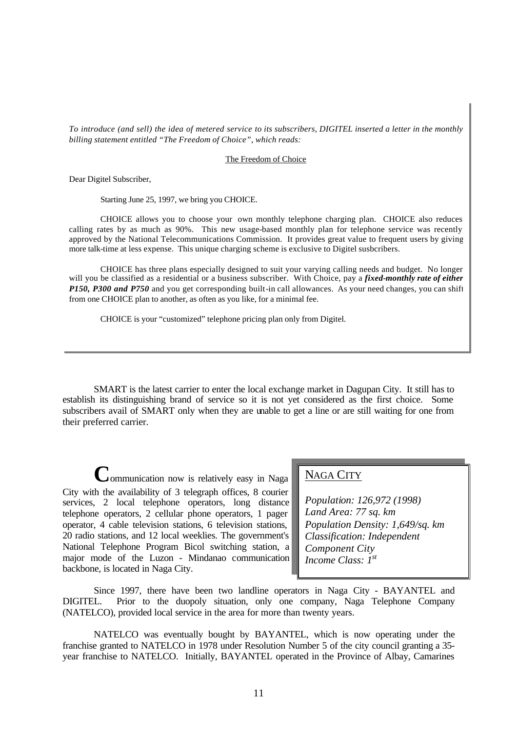*To introduce (and sell) the idea of metered service to its subscribers, DIGITEL inserted a letter in the monthly billing statement entitled "The Freedom of Choice", which reads:*

The Freedom of Choice

Dear Digitel Subscriber,

Starting June 25, 1997, we bring you CHOICE.

CHOICE allows you to choose your own monthly telephone charging plan. CHOICE also reduces calling rates by as much as 90%. This new usage-based monthly plan for telephone service was recently approved by the National Telecommunications Commission. It provides great value to frequent users by giving more talk-time at less expense. This unique charging scheme is exclusive to Digitel susbcribers.

CHOICE has three plans especially designed to suit your varying calling needs and budget. No longer will you be classified as a residential or a business subscriber. With Choice, pay a ***fixed-monthly rate of either P150, P300 and P750*** and you get corresponding built-in call allowances. As your need changes, you can shift from one CHOICE plan to another, as often as you like, for a minimal fee.

CHOICE is your "customized" telephone pricing plan only from Digitel.

SMART is the latest carrier to enter the local exchange market in Dagupan City. It still has to establish its distinguishing brand of service so it is not yet considered as the first choice. Some subscribers avail of SMART only when they are unable to get a line or are still waiting for one from their preferred carrier.

## NAGA CITY

*Population: 126,972 (1998)*
*Land Area: 77 sq. km*
*Population Density: 1,649/sq. km*
*Classification: Independent Component City*
*Income Class: 1st*

Communication now is relatively easy in Naga City with the availability of 3 telegraph offices, 8 courier services, 2 local telephone operators, long distance telephone operators, 2 cellular phone operators, 1 pager operator, 4 cable television stations, 6 television stations, 20 radio stations, and 12 local weeklies. The government's National Telephone Program Bicol switching station, a major mode of the Luzon - Mindanao communication backbone, is located in Naga City.

Since 1997, there have been two landline operators in Naga City - BAYANTEL and DIGITEL. Prior to the duopoly situation, only one company, Naga Telephone Company (NATELCO), provided local service in the area for more than twenty years.

NATELCO was eventually bought by BAYANTEL, which is now operating under the franchise granted to NATELCO in 1978 under Resolution Number 5 of the city council granting a 35-year franchise to NATELCO. Initially, BAYANTEL operated in the Province of Albay, Camarines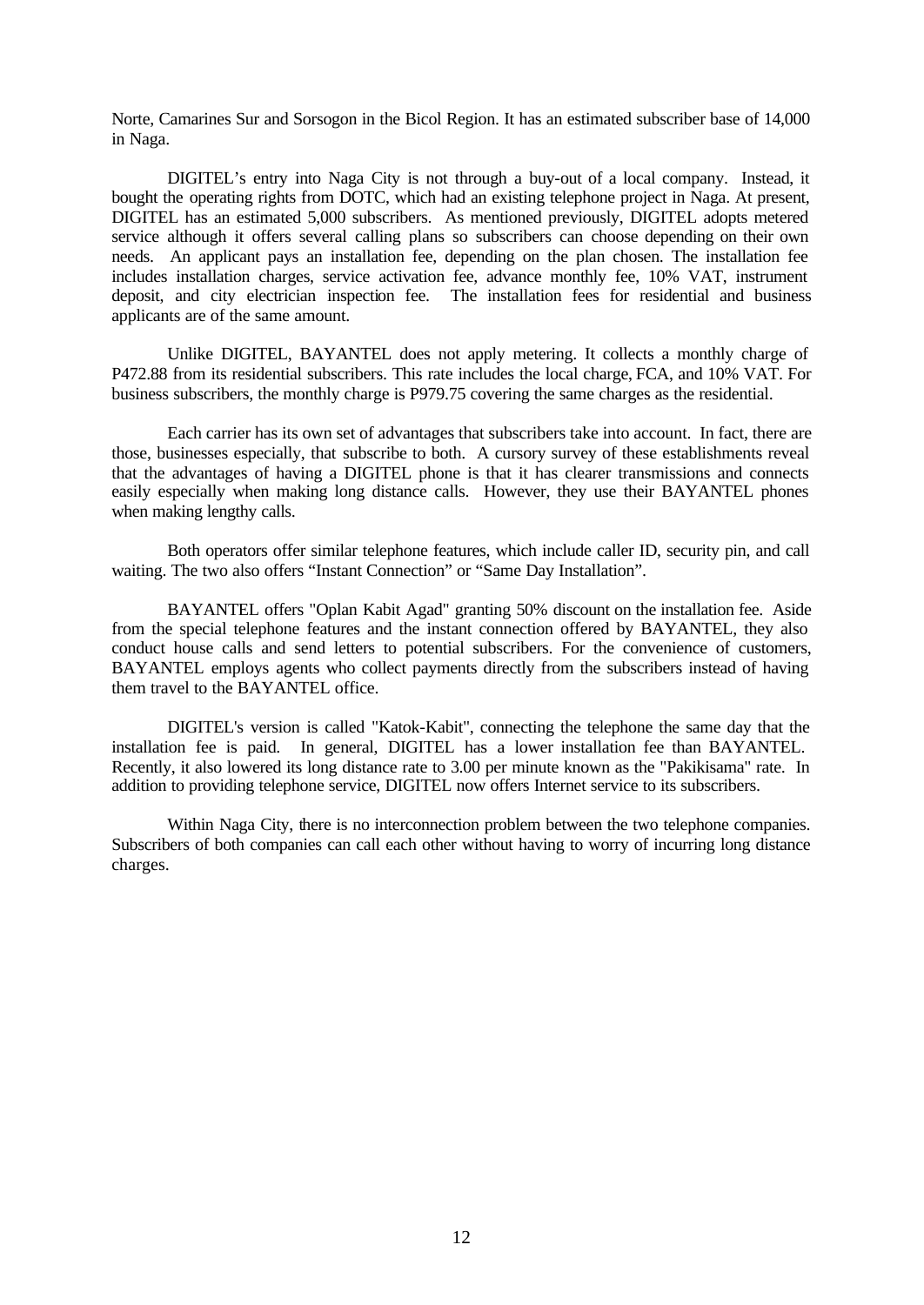Norte, Camarines Sur and Sorsogon in the Bicol Region. It has an estimated subscriber base of 14,000 in Naga.

DIGITEL's entry into Naga City is not through a buy-out of a local company. Instead, it bought the operating rights from DOTC, which had an existing telephone project in Naga. At present, DIGITEL has an estimated 5,000 subscribers. As mentioned previously, DIGITEL adopts metered service although it offers several calling plans so subscribers can choose depending on their own needs. An applicant pays an installation fee, depending on the plan chosen. The installation fee includes installation charges, service activation fee, advance monthly fee, 10% VAT, instrument deposit, and city electrician inspection fee. The installation fees for residential and business applicants are of the same amount.

Unlike DIGITEL, BAYANTEL does not apply metering. It collects a monthly charge of P472.88 from its residential subscribers. This rate includes the local charge, FCA, and 10% VAT. For business subscribers, the monthly charge is P979.75 covering the same charges as the residential.

Each carrier has its own set of advantages that subscribers take into account. In fact, there are those, businesses especially, that subscribe to both. A cursory survey of these establishments reveal that the advantages of having a DIGITEL phone is that it has clearer transmissions and connects easily especially when making long distance calls. However, they use their BAYANTEL phones when making lengthy calls.

Both operators offer similar telephone features, which include caller ID, security pin, and call waiting. The two also offers "Instant Connection" or "Same Day Installation".

BAYANTEL offers "Oplan Kabit Agad" granting 50% discount on the installation fee. Aside from the special telephone features and the instant connection offered by BAYANTEL, they also conduct house calls and send letters to potential subscribers. For the convenience of customers, BAYANTEL employs agents who collect payments directly from the subscribers instead of having them travel to the BAYANTEL office.

DIGITEL's version is called "Katok-Kabit", connecting the telephone the same day that the installation fee is paid. In general, DIGITEL has a lower installation fee than BAYANTEL. Recently, it also lowered its long distance rate to 3.00 per minute known as the "Pakikisama" rate. In addition to providing telephone service, DIGITEL now offers Internet service to its subscribers.

Within Naga City, there is no interconnection problem between the two telephone companies. Subscribers of both companies can call each other without having to worry of incurring long distance charges.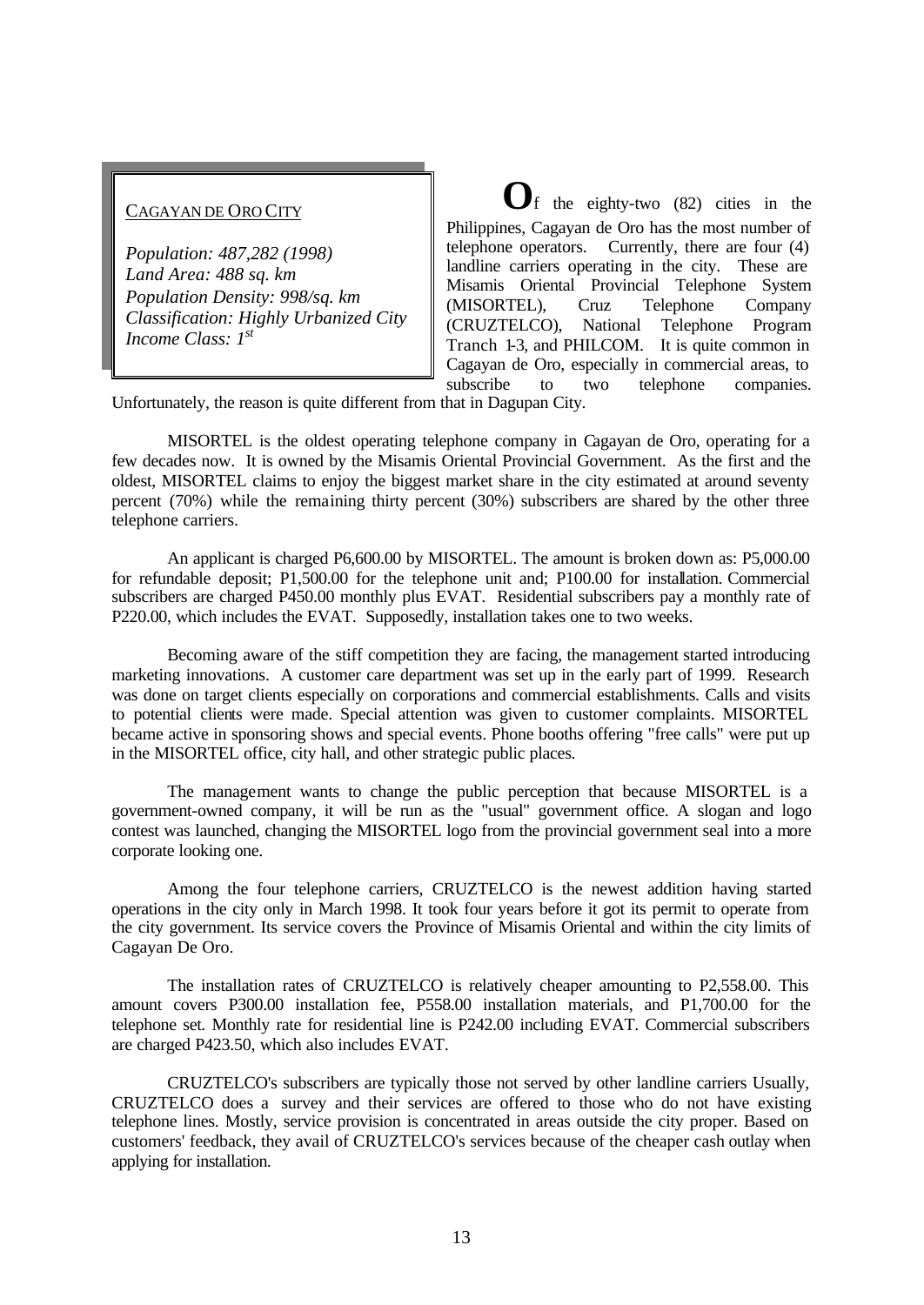CAGAYAN DE ORO CITY

*Population: 487,282 (1998)*
*Land Area: 488 sq. km*
*Population Density: 998/sq. km*
*Classification: Highly Urbanized City*
*Income Class: 1st*

**O**f the eighty-two (82) cities in the Philippines, Cagayan de Oro has the most number of telephone operators. Currently, there are four (4) landline carriers operating in the city. These are Misamis Oriental Provincial Telephone System (MISORTEL), Cruz Telephone Company (CRUZTELCO), National Telephone Program Tranch 1-3, and PHILCOM. It is quite common in Cagayan de Oro, especially in commercial areas, to subscribe to two telephone companies. Unfortunately, the reason is quite different from that in Dagupan City.

MISORTEL is the oldest operating telephone company in Cagayan de Oro, operating for a few decades now. It is owned by the Misamis Oriental Provincial Government. As the first and the oldest, MISORTEL claims to enjoy the biggest market share in the city estimated at around seventy percent (70%) while the remaining thirty percent (30%) subscribers are shared by the other three telephone carriers.

An applicant is charged P6,600.00 by MISORTEL. The amount is broken down as: P5,000.00 for refundable deposit; P1,500.00 for the telephone unit and; P100.00 for installation. Commercial subscribers are charged P450.00 monthly plus EVAT. Residential subscribers pay a monthly rate of P220.00, which includes the EVAT. Supposedly, installation takes one to two weeks.

Becoming aware of the stiff competition they are facing, the management started introducing marketing innovations. A customer care department was set up in the early part of 1999. Research was done on target clients especially on corporations and commercial establishments. Calls and visits to potential clients were made. Special attention was given to customer complaints. MISORTEL became active in sponsoring shows and special events. Phone booths offering "free calls" were put up in the MISORTEL office, city hall, and other strategic public places.

The management wants to change the public perception that because MISORTEL is a government-owned company, it will be run as the "usual" government office. A slogan and logo contest was launched, changing the MISORTEL logo from the provincial government seal into a more corporate looking one.

Among the four telephone carriers, CRUZTELCO is the newest addition having started operations in the city only in March 1998. It took four years before it got its permit to operate from the city government. Its service covers the Province of Misamis Oriental and within the city limits of Cagayan De Oro.

The installation rates of CRUZTELCO is relatively cheaper amounting to P2,558.00. This amount covers P300.00 installation fee, P558.00 installation materials, and P1,700.00 for the telephone set. Monthly rate for residential line is P242.00 including EVAT. Commercial subscribers are charged P423.50, which also includes EVAT.

CRUZTELCO's subscribers are typically those not served by other landline carriers Usually, CRUZTELCO does a survey and their services are offered to those who do not have existing telephone lines. Mostly, service provision is concentrated in areas outside the city proper. Based on customers' feedback, they avail of CRUZTELCO's services because of the cheaper cash outlay when applying for installation.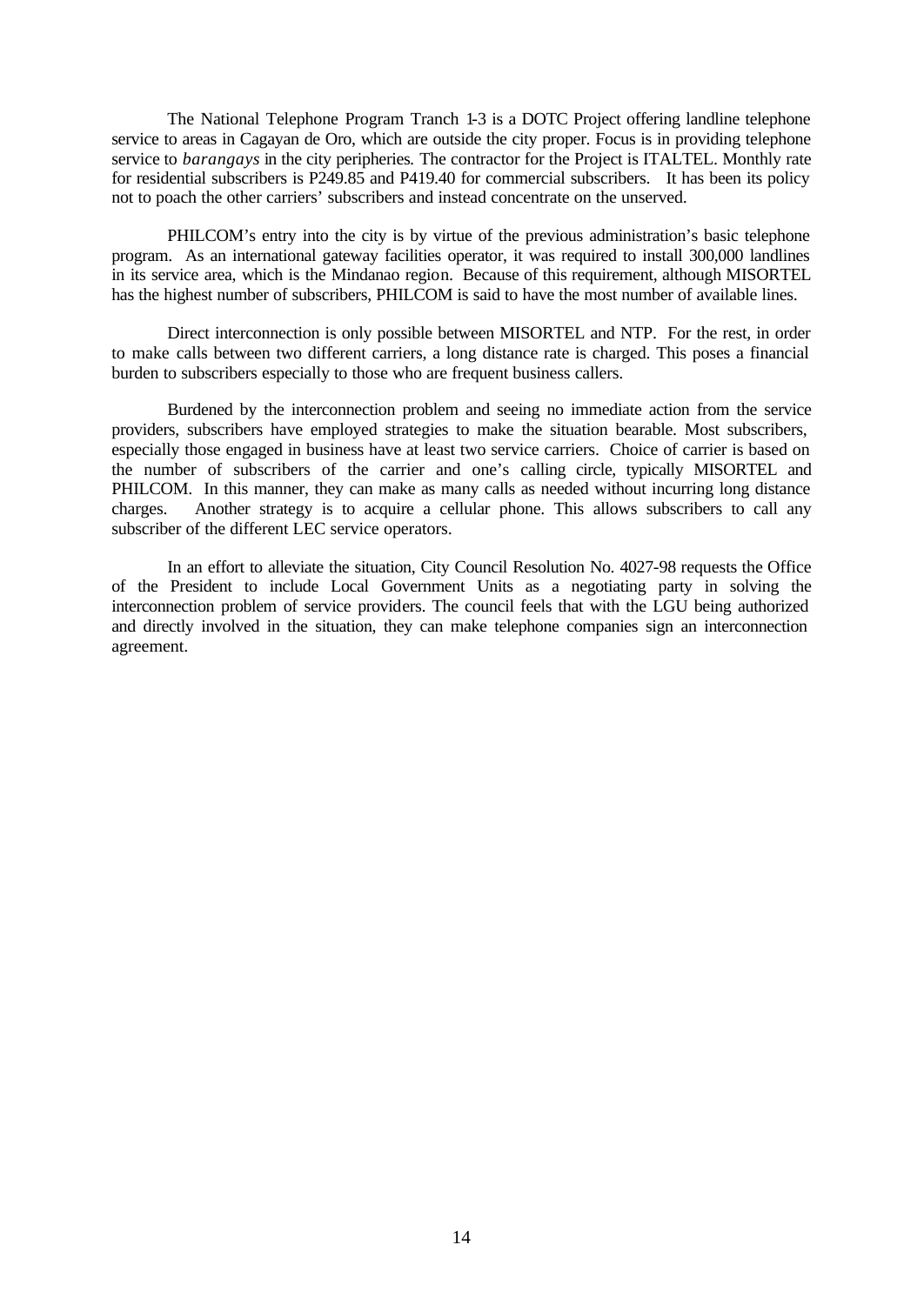The National Telephone Program Tranch 1-3 is a DOTC Project offering landline telephone service to areas in Cagayan de Oro, which are outside the city proper. Focus is in providing telephone service to *barangays* in the city peripheries. The contractor for the Project is ITALTEL. Monthly rate for residential subscribers is P249.85 and P419.40 for commercial subscribers. It has been its policy not to poach the other carriers' subscribers and instead concentrate on the unserved.

PHILCOM's entry into the city is by virtue of the previous administration's basic telephone program. As an international gateway facilities operator, it was required to install 300,000 landlines in its service area, which is the Mindanao region. Because of this requirement, although MISORTEL has the highest number of subscribers, PHILCOM is said to have the most number of available lines.

Direct interconnection is only possible between MISORTEL and NTP. For the rest, in order to make calls between two different carriers, a long distance rate is charged. This poses a financial burden to subscribers especially to those who are frequent business callers.

Burdened by the interconnection problem and seeing no immediate action from the service providers, subscribers have employed strategies to make the situation bearable. Most subscribers, especially those engaged in business have at least two service carriers. Choice of carrier is based on the number of subscribers of the carrier and one's calling circle, typically MISORTEL and PHILCOM. In this manner, they can make as many calls as needed without incurring long distance charges. Another strategy is to acquire a cellular phone. This allows subscribers to call any subscriber of the different LEC service operators.

In an effort to alleviate the situation, City Council Resolution No. 4027-98 requests the Office of the President to include Local Government Units as a negotiating party in solving the interconnection problem of service providers. The council feels that with the LGU being authorized and directly involved in the situation, they can make telephone companies sign an interconnection agreement.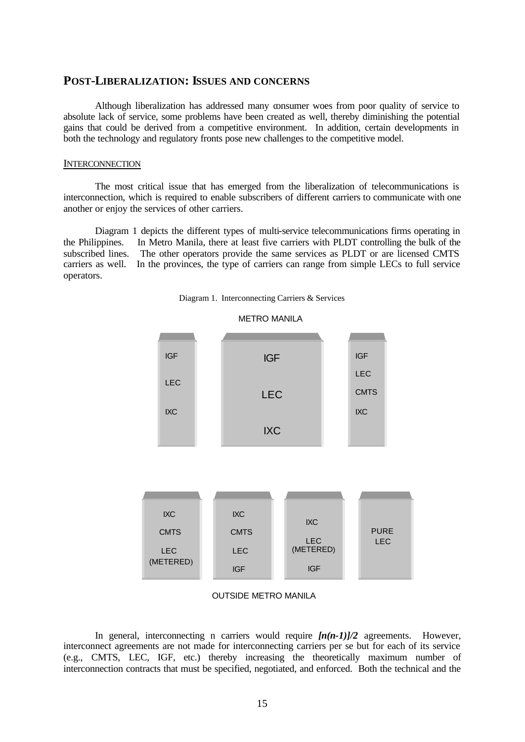## POST-LIBERALIZATION: ISSUES AND CONCERNS

Although liberalization has addressed many consumer woes from poor quality of service to absolute lack of service, some problems have been created as well, thereby diminishing the potential gains that could be derived from a competitive environment. In addition, certain developments in both the technology and regulatory fronts pose new challenges to the competitive model.

### INTERCONNECTION

The most critical issue that has emerged from the liberalization of telecommunications is interconnection, which is required to enable subscribers of different carriers to communicate with one another or enjoy the services of other carriers.

Diagram 1 depicts the different types of multi-service telecommunications firms operating in the Philippines. In Metro Manila, there at least five carriers with PLDT controlling the bulk of the subscribed lines. The other operators provide the same services as PLDT or are licensed CMTS carriers as well. In the provinces, the type of carriers can range from simple LECs to full service operators.

Diagram 1. Interconnecting Carriers & Services

METRO MANILA

| Carrier 1 | Carrier 2 | Carrier 3 |
| --- | --- | --- |
| IGF<br>LEC<br>IXC | IGF<br>LEC<br>IXC | IGF<br>LEC<br>CMTS<br>IXC |

| Carrier 1 | Carrier 2 | Carrier 3 | Carrier 4 |
| --- | --- | --- | --- |
| IXC<br>CMTS<br>LEC (METERED) | IXC<br>CMTS<br>LEC<br>IGF | IXC<br>LEC (METERED)<br>IGF | PURE LEC |

OUTSIDE METRO MANILA

In general, interconnecting n carriers would require ***[n(n-1)]/2*** agreements. However, interconnect agreements are not made for interconnecting carriers per se but for each of its service (e.g., CMTS, LEC, IGF, etc.) thereby increasing the theoretically maximum number of interconnection contracts that must be specified, negotiated, and enforced. Both the technical and the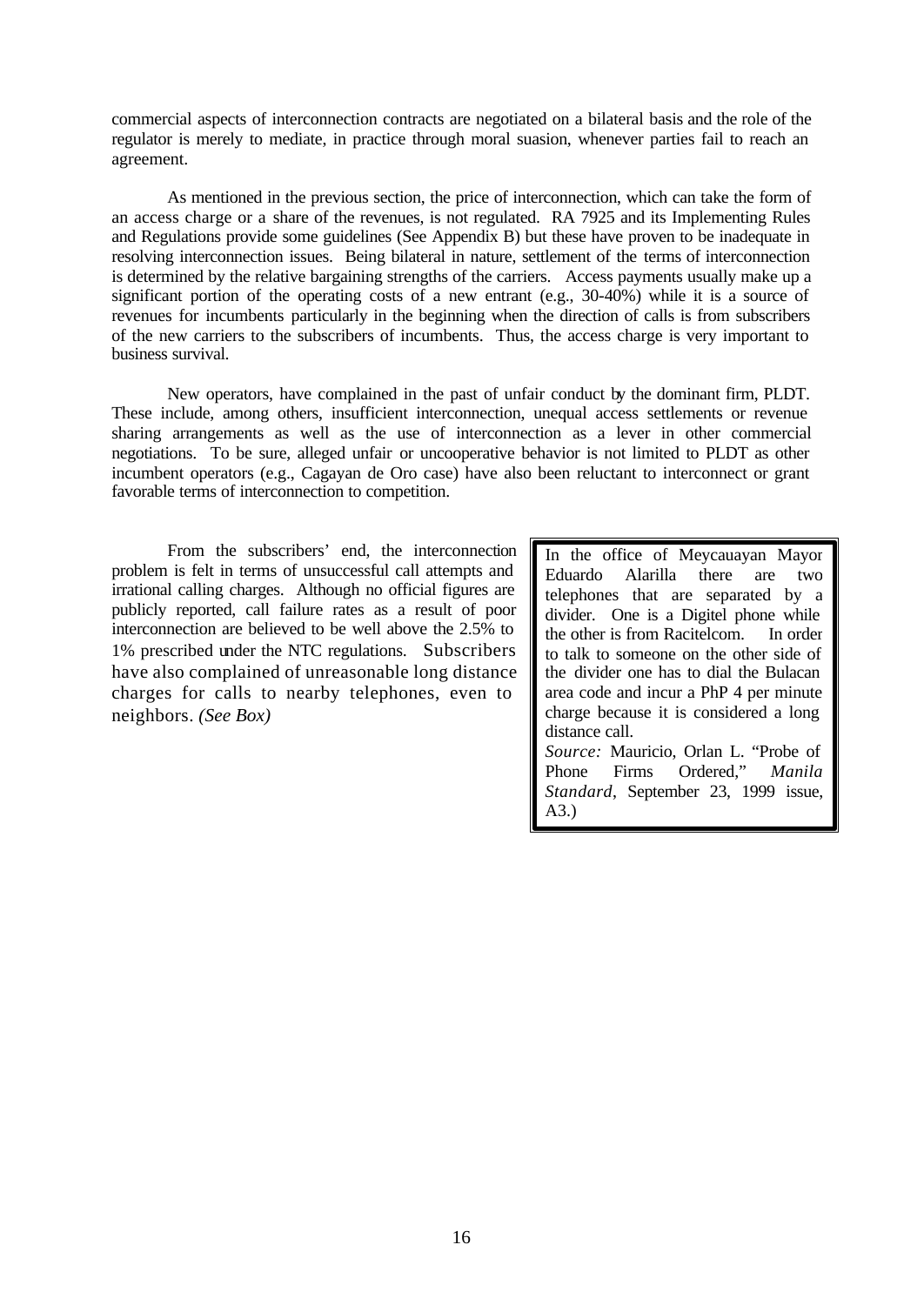commercial aspects of interconnection contracts are negotiated on a bilateral basis and the role of the regulator is merely to mediate, in practice through moral suasion, whenever parties fail to reach an agreement.

As mentioned in the previous section, the price of interconnection, which can take the form of an access charge or a share of the revenues, is not regulated. RA 7925 and its Implementing Rules and Regulations provide some guidelines (See Appendix B) but these have proven to be inadequate in resolving interconnection issues. Being bilateral in nature, settlement of the terms of interconnection is determined by the relative bargaining strengths of the carriers. Access payments usually make up a significant portion of the operating costs of a new entrant (e.g., 30-40%) while it is a source of revenues for incumbents particularly in the beginning when the direction of calls is from subscribers of the new carriers to the subscribers of incumbents. Thus, the access charge is very important to business survival.

New operators, have complained in the past of unfair conduct by the dominant firm, PLDT. These include, among others, insufficient interconnection, unequal access settlements or revenue sharing arrangements as well as the use of interconnection as a lever in other commercial negotiations. To be sure, alleged unfair or uncooperative behavior is not limited to PLDT as other incumbent operators (e.g., Cagayan de Oro case) have also been reluctant to interconnect or grant favorable terms of interconnection to competition.

From the subscribers' end, the interconnection problem is felt in terms of unsuccessful call attempts and irrational calling charges. Although no official figures are publicly reported, call failure rates as a result of poor interconnection are believed to be well above the 2.5% to 1% prescribed under the NTC regulations. Subscribers have also complained of unreasonable long distance charges for calls to nearby telephones, even to neighbors. *(See Box)*

> In the office of Meycauayan Mayor Eduardo Alarilla there are two telephones that are separated by a divider. One is a Digitel phone while the other is from Racitelcom. In order to talk to someone on the other side of the divider one has to dial the Bulacan area code and incur a PhP 4 per minute charge because it is considered a long distance call.
>
> *Source:* Mauricio, Orlan L. "Probe of Phone Firms Ordered," *Manila Standard*, September 23, 1999 issue, A3.)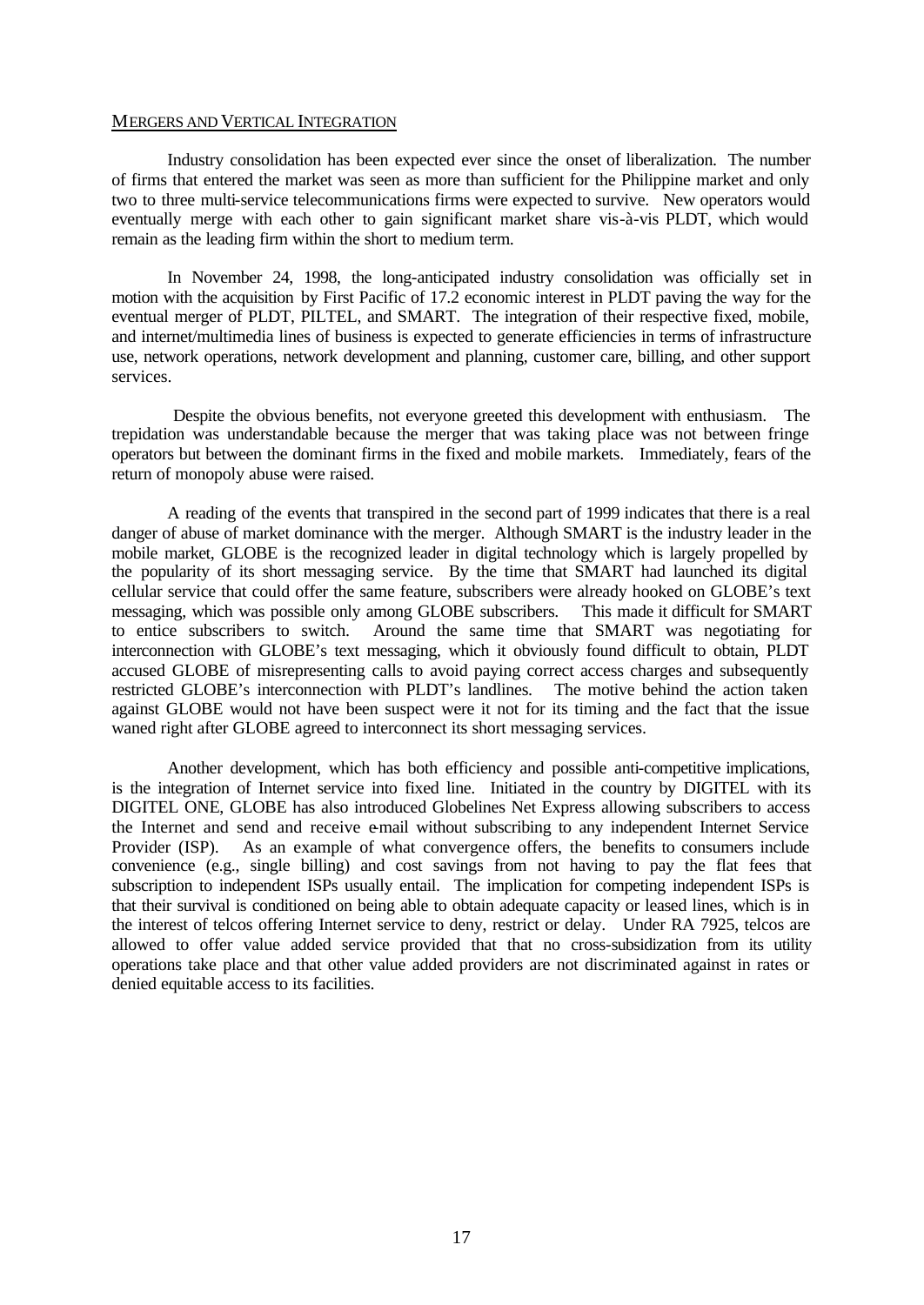## MERGERS AND VERTICAL INTEGRATION

Industry consolidation has been expected ever since the onset of liberalization. The number of firms that entered the market was seen as more than sufficient for the Philippine market and only two to three multi-service telecommunications firms were expected to survive. New operators would eventually merge with each other to gain significant market share vis-à-vis PLDT, which would remain as the leading firm within the short to medium term.

In November 24, 1998, the long-anticipated industry consolidation was officially set in motion with the acquisition by First Pacific of 17.2 economic interest in PLDT paving the way for the eventual merger of PLDT, PILTEL, and SMART. The integration of their respective fixed, mobile, and internet/multimedia lines of business is expected to generate efficiencies in terms of infrastructure use, network operations, network development and planning, customer care, billing, and other support services.

Despite the obvious benefits, not everyone greeted this development with enthusiasm. The trepidation was understandable because the merger that was taking place was not between fringe operators but between the dominant firms in the fixed and mobile markets. Immediately, fears of the return of monopoly abuse were raised.

A reading of the events that transpired in the second part of 1999 indicates that there is a real danger of abuse of market dominance with the merger. Although SMART is the industry leader in the mobile market, GLOBE is the recognized leader in digital technology which is largely propelled by the popularity of its short messaging service. By the time that SMART had launched its digital cellular service that could offer the same feature, subscribers were already hooked on GLOBE's text messaging, which was possible only among GLOBE subscribers. This made it difficult for SMART to entice subscribers to switch. Around the same time that SMART was negotiating for interconnection with GLOBE's text messaging, which it obviously found difficult to obtain, PLDT accused GLOBE of misrepresenting calls to avoid paying correct access charges and subsequently restricted GLOBE's interconnection with PLDT's landlines. The motive behind the action taken against GLOBE would not have been suspect were it not for its timing and the fact that the issue waned right after GLOBE agreed to interconnect its short messaging services.

Another development, which has both efficiency and possible anti-competitive implications, is the integration of Internet service into fixed line. Initiated in the country by DIGITEL with its DIGITEL ONE, GLOBE has also introduced Globelines Net Express allowing subscribers to access the Internet and send and receive e-mail without subscribing to any independent Internet Service Provider (ISP). As an example of what convergence offers, the benefits to consumers include convenience (e.g., single billing) and cost savings from not having to pay the flat fees that subscription to independent ISPs usually entail. The implication for competing independent ISPs is that their survival is conditioned on being able to obtain adequate capacity or leased lines, which is in the interest of telcos offering Internet service to deny, restrict or delay. Under RA 7925, telcos are allowed to offer value added service provided that that no cross-subsidization from its utility operations take place and that other value added providers are not discriminated against in rates or denied equitable access to its facilities.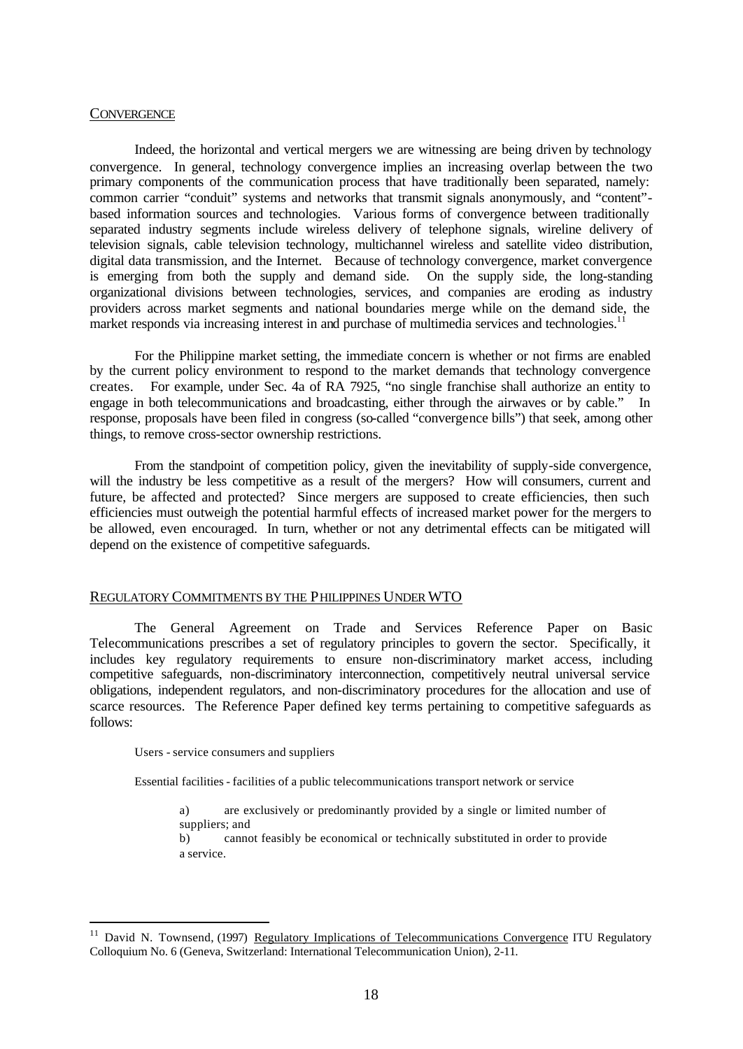## CONVERGENCE

Indeed, the horizontal and vertical mergers we are witnessing are being driven by technology convergence. In general, technology convergence implies an increasing overlap between the two primary components of the communication process that have traditionally been separated, namely: common carrier "conduit" systems and networks that transmit signals anonymously, and "content"-based information sources and technologies. Various forms of convergence between traditionally separated industry segments include wireless delivery of telephone signals, wireline delivery of television signals, cable television technology, multichannel wireless and satellite video distribution, digital data transmission, and the Internet. Because of technology convergence, market convergence is emerging from both the supply and demand side. On the supply side, the long-standing organizational divisions between technologies, services, and companies are eroding as industry providers across market segments and national boundaries merge while on the demand side, the market responds via increasing interest in and purchase of multimedia services and technologies.[11]

For the Philippine market setting, the immediate concern is whether or not firms are enabled by the current policy environment to respond to the market demands that technology convergence creates. For example, under Sec. 4a of RA 7925, "no single franchise shall authorize an entity to engage in both telecommunications and broadcasting, either through the airwaves or by cable." In response, proposals have been filed in congress (so-called "convergence bills") that seek, among other things, to remove cross-sector ownership restrictions.

From the standpoint of competition policy, given the inevitability of supply-side convergence, will the industry be less competitive as a result of the mergers? How will consumers, current and future, be affected and protected? Since mergers are supposed to create efficiencies, then such efficiencies must outweigh the potential harmful effects of increased market power for the mergers to be allowed, even encouraged. In turn, whether or not any detrimental effects can be mitigated will depend on the existence of competitive safeguards.

## REGULATORY COMMITMENTS BY THE PHILIPPINES UNDER WTO

The General Agreement on Trade and Services Reference Paper on Basic Telecommunications prescribes a set of regulatory principles to govern the sector. Specifically, it includes key regulatory requirements to ensure non-discriminatory market access, including competitive safeguards, non-discriminatory interconnection, competitively neutral universal service obligations, independent regulators, and non-discriminatory procedures for the allocation and use of scarce resources. The Reference Paper defined key terms pertaining to competitive safeguards as follows:

Users - service consumers and suppliers

Essential facilities - facilities of a public telecommunications transport network or service

a) are exclusively or predominantly provided by a single or limited number of suppliers; and

b) cannot feasibly be economical or technically substituted in order to provide a service.

---

[11] David N. Townsend, (1997) Regulatory Implications of Telecommunications Convergence ITU Regulatory Colloquium No. 6 (Geneva, Switzerland: International Telecommunication Union), 2-11.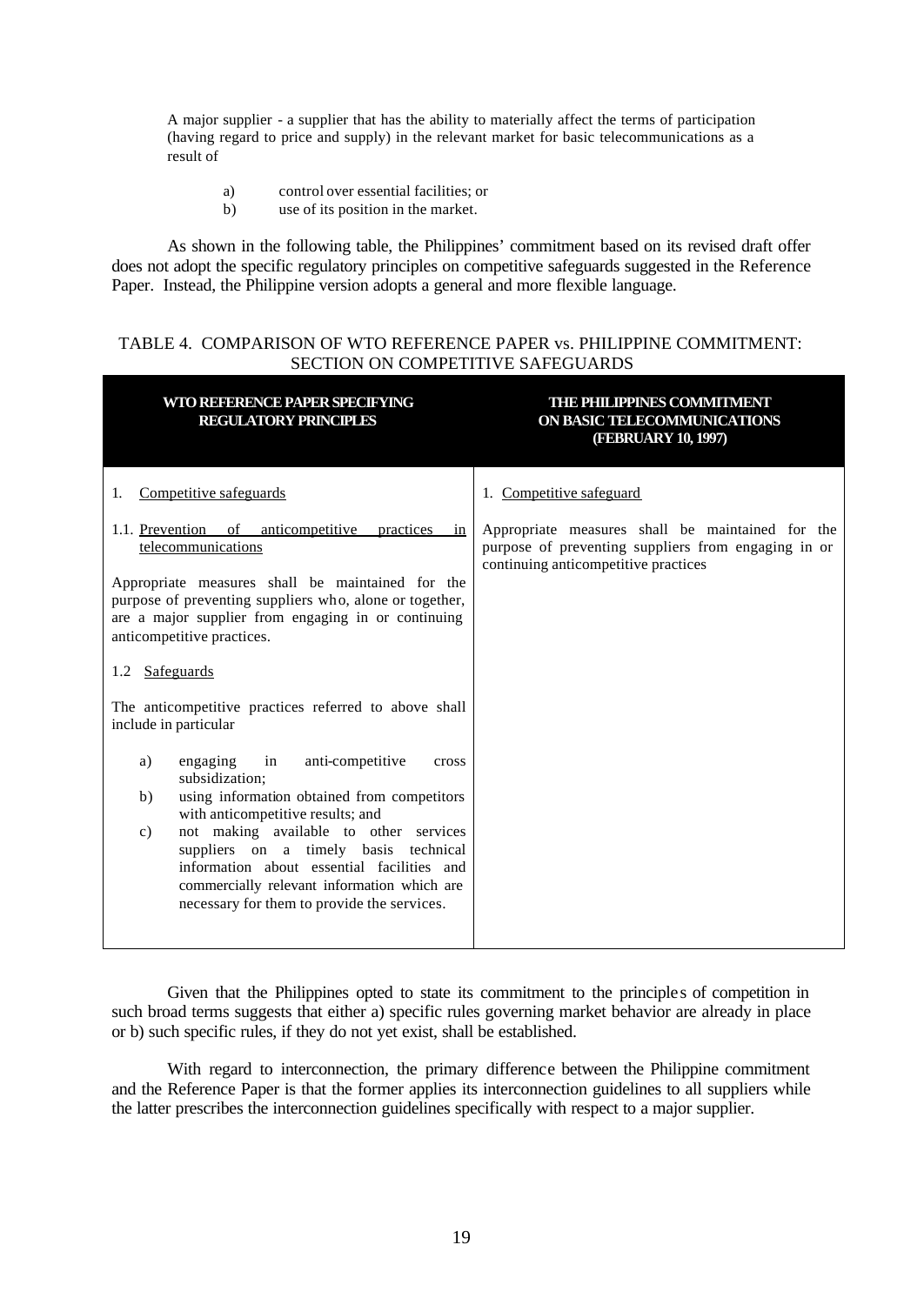A major supplier - a supplier that has the ability to materially affect the terms of participation (having regard to price and supply) in the relevant market for basic telecommunications as a result of

a) control over essential facilities; or
b) use of its position in the market.

As shown in the following table, the Philippines' commitment based on its revised draft offer does not adopt the specific regulatory principles on competitive safeguards suggested in the Reference Paper. Instead, the Philippine version adopts a general and more flexible language.

TABLE 4. COMPARISON OF WTO REFERENCE PAPER vs. PHILIPPINE COMMITMENT: SECTION ON COMPETITIVE SAFEGUARDS

| WTO REFERENCE PAPER SPECIFYING REGULATORY PRINCIPLES | THE PHILIPPINES COMMITMENT ON BASIC TELECOMMUNICATIONS (FEBRUARY 10, 1997) |
|---|---|
| 1. Competitive safeguards<br><br>1.1. Prevention of anticompetitive practices in telecommunications<br><br>Appropriate measures shall be maintained for the purpose of preventing suppliers who, alone or together, are a major supplier from engaging in or continuing anticompetitive practices.<br><br>1.2 Safeguards<br><br>The anticompetitive practices referred to above shall include in particular<br><br>a) engaging in anti-competitive cross subsidization;<br>b) using information obtained from competitors with anticompetitive results; and<br>c) not making available to other services suppliers on a timely basis technical information about essential facilities and commercially relevant information which are necessary for them to provide the services. | 1. Competitive safeguard<br><br>Appropriate measures shall be maintained for the purpose of preventing suppliers from engaging in or continuing anticompetitive practices |

Given that the Philippines opted to state its commitment to the principles of competition in such broad terms suggests that either a) specific rules governing market behavior are already in place or b) such specific rules, if they do not yet exist, shall be established.

With regard to interconnection, the primary difference between the Philippine commitment and the Reference Paper is that the former applies its interconnection guidelines to all suppliers while the latter prescribes the interconnection guidelines specifically with respect to a major supplier.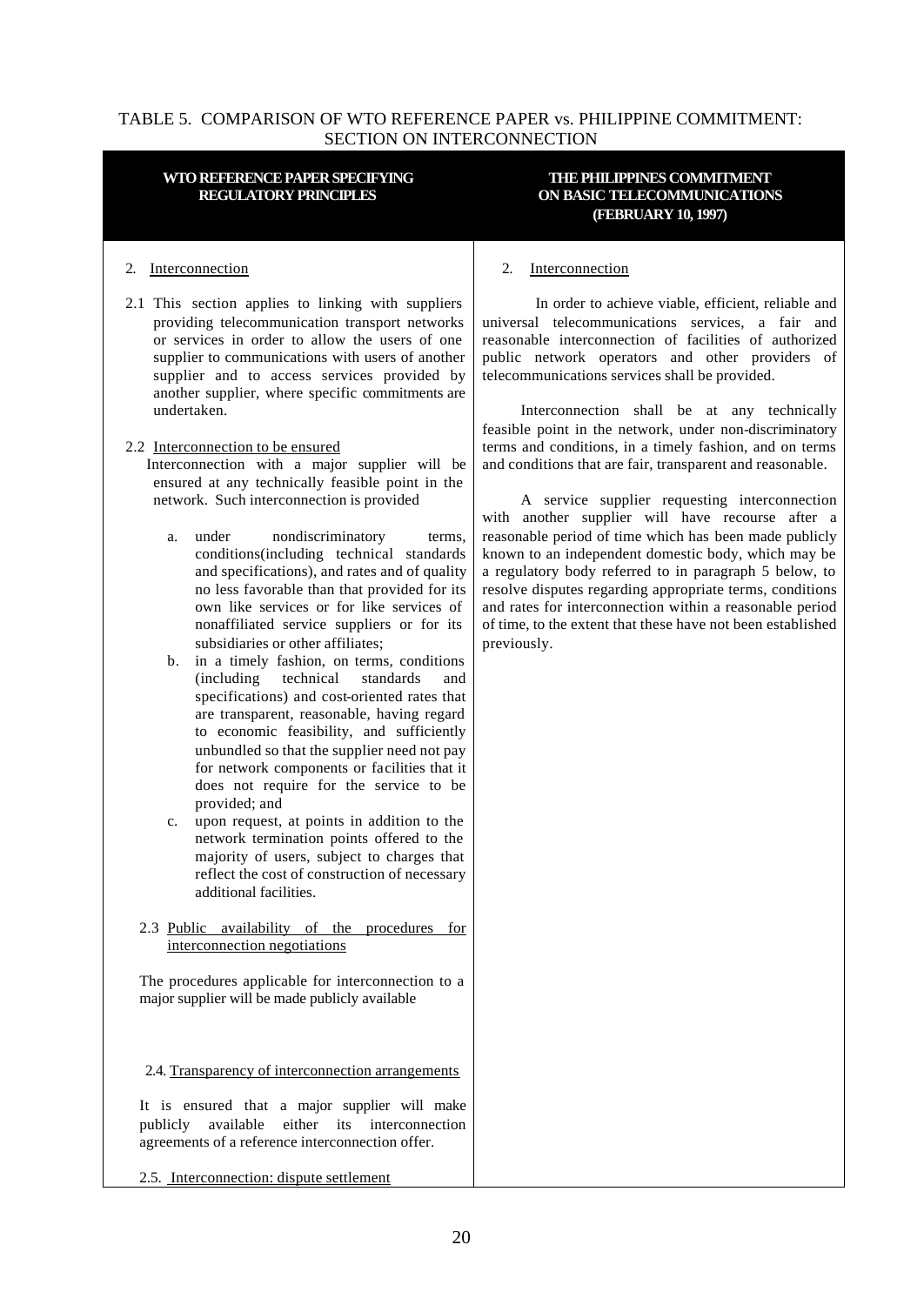TABLE 5. COMPARISON OF WTO REFERENCE PAPER vs. PHILIPPINE COMMITMENT: SECTION ON INTERCONNECTION

| WTO REFERENCE PAPER SPECIFYING REGULATORY PRINCIPLES | THE PHILIPPINES COMMITMENT ON BASIC TELECOMMUNICATIONS (FEBRUARY 10, 1997) |
|---|---|
| 2. <u>Interconnection</u><br><br>2.1 This section applies to linking with suppliers providing telecommunication transport networks or services in order to allow the users of one supplier to communications with users of another supplier and to access services provided by another supplier, where specific commitments are undertaken.<br><br>2.2 <u>Interconnection to be ensured</u><br>Interconnection with a major supplier will be ensured at any technically feasible point in the network. Such interconnection is provided<br><br>a. under nondiscriminatory terms, conditions(including technical standards and specifications), and rates and of quality no less favorable than that provided for its own like services or for like services of nonaffiliated service suppliers or for its subsidiaries or other affiliates;<br>b. in a timely fashion, on terms, conditions (including technical standards and specifications) and cost-oriented rates that are transparent, reasonable, having regard to economic feasibility, and sufficiently unbundled so that the supplier need not pay for network components or facilities that it does not require for the service to be provided; and<br>c. upon request, at points in addition to the network termination points offered to the majority of users, subject to charges that reflect the cost of construction of necessary additional facilities.<br><br>2.3 <u>Public availability of the procedures for interconnection negotiations</u><br><br>The procedures applicable for interconnection to a major supplier will be made publicly available<br><br>2.4. <u>Transparency of interconnection arrangements</u><br><br>It is ensured that a major supplier will make publicly available either its interconnection agreements of a reference interconnection offer.<br><br>2.5. <u>Interconnection: dispute settlement</u> | 2. <u>Interconnection</u><br><br>In order to achieve viable, efficient, reliable and universal telecommunications services, a fair and reasonable interconnection of facilities of authorized public network operators and other providers of telecommunications services shall be provided.<br><br>Interconnection shall be at any technically feasible point in the network, under non-discriminatory terms and conditions, in a timely fashion, and on terms and conditions that are fair, transparent and reasonable.<br><br>A service supplier requesting interconnection with another supplier will have recourse after a reasonable period of time which has been made publicly known to an independent domestic body, which may be a regulatory body referred to in paragraph 5 below, to resolve disputes regarding appropriate terms, conditions and rates for interconnection within a reasonable period of time, to the extent that these have not been established previously. |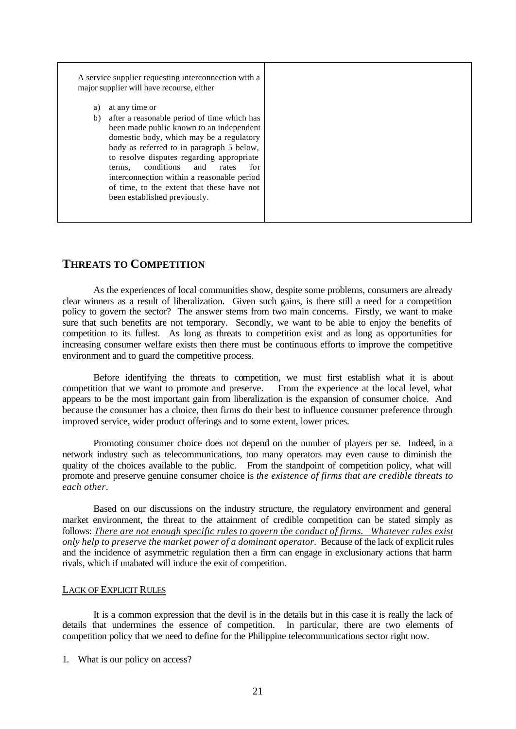| A service supplier requesting interconnection with a major supplier will have recourse, either<br><br>a) at any time or<br>b) after a reasonable period of time which has been made public known to an independent domestic body, which may be a regulatory body as referred to in paragraph 5 below, to resolve disputes regarding appropriate terms, conditions and rates for interconnection within a reasonable period of time, to the extent that these have not been established previously. | |
|---|---|

## THREATS TO COMPETITION

As the experiences of local communities show, despite some problems, consumers are already clear winners as a result of liberalization. Given such gains, is there still a need for a competition policy to govern the sector? The answer stems from two main concerns. Firstly, we want to make sure that such benefits are not temporary. Secondly, we want to be able to enjoy the benefits of competition to its fullest. As long as threats to competition exist and as long as opportunities for increasing consumer welfare exists then there must be continuous efforts to improve the competitive environment and to guard the competitive process.

Before identifying the threats to competition, we must first establish what it is about competition that we want to promote and preserve. From the experience at the local level, what appears to be the most important gain from liberalization is the expansion of consumer choice. And because the consumer has a choice, then firms do their best to influence consumer preference through improved service, wider product offerings and to some extent, lower prices.

Promoting consumer choice does not depend on the number of players per se. Indeed, in a network industry such as telecommunications, too many operators may even cause to diminish the quality of the choices available to the public. From the standpoint of competition policy, what will promote and preserve genuine consumer choice is *the existence of firms that are credible threats to each other*.

Based on our discussions on the industry structure, the regulatory environment and general market environment, the threat to the attainment of credible competition can be stated simply as follows: *There are not enough specific rules to govern the conduct of firms. Whatever rules exist only help to preserve the market power of a dominant operator.* Because of the lack of explicit rules and the incidence of asymmetric regulation then a firm can engage in exclusionary actions that harm rivals, which if unabated will induce the exit of competition.

### LACK OF EXPLICIT RULES

It is a common expression that the devil is in the details but in this case it is really the lack of details that undermines the essence of competition. In particular, there are two elements of competition policy that we need to define for the Philippine telecommunications sector right now.

1. What is our policy on access?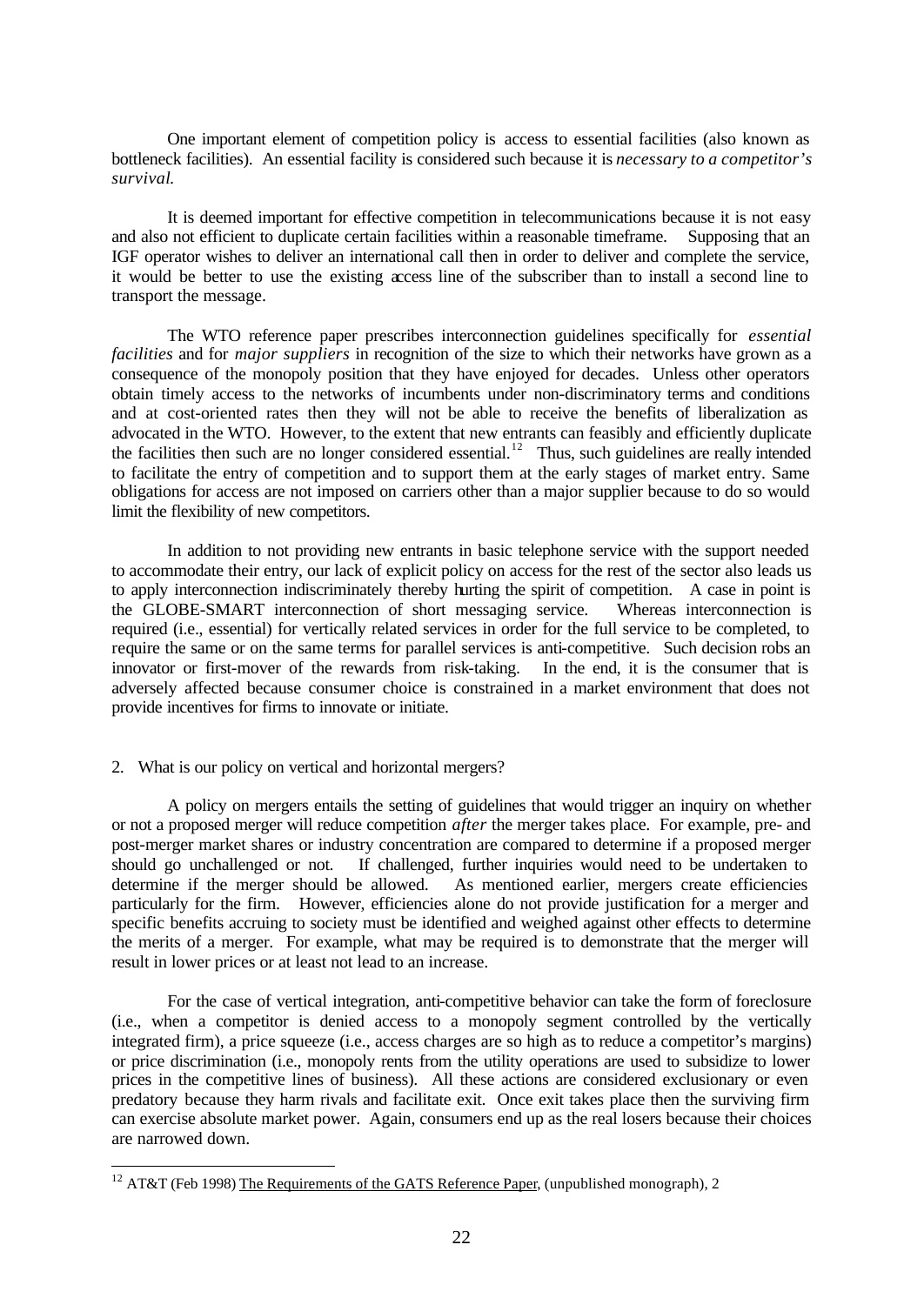One important element of competition policy is access to essential facilities (also known as bottleneck facilities). An essential facility is considered such because it is *necessary to a competitor's survival.*

It is deemed important for effective competition in telecommunications because it is not easy and also not efficient to duplicate certain facilities within a reasonable timeframe. Supposing that an IGF operator wishes to deliver an international call then in order to deliver and complete the service, it would be better to use the existing access line of the subscriber than to install a second line to transport the message.

The WTO reference paper prescribes interconnection guidelines specifically for *essential facilities* and for *major suppliers* in recognition of the size to which their networks have grown as a consequence of the monopoly position that they have enjoyed for decades. Unless other operators obtain timely access to the networks of incumbents under non-discriminatory terms and conditions and at cost-oriented rates then they will not be able to receive the benefits of liberalization as advocated in the WTO. However, to the extent that new entrants can feasibly and efficiently duplicate the facilities then such are no longer considered essential.[12] Thus, such guidelines are really intended to facilitate the entry of competition and to support them at the early stages of market entry. Same obligations for access are not imposed on carriers other than a major supplier because to do so would limit the flexibility of new competitors.

In addition to not providing new entrants in basic telephone service with the support needed to accommodate their entry, our lack of explicit policy on access for the rest of the sector also leads us to apply interconnection indiscriminately thereby hurting the spirit of competition. A case in point is the GLOBE-SMART interconnection of short messaging service. Whereas interconnection is required (i.e., essential) for vertically related services in order for the full service to be completed, to require the same or on the same terms for parallel services is anti-competitive. Such decision robs an innovator or first-mover of the rewards from risk-taking. In the end, it is the consumer that is adversely affected because consumer choice is constrained in a market environment that does not provide incentives for firms to innovate or initiate.

2. What is our policy on vertical and horizontal mergers?

A policy on mergers entails the setting of guidelines that would trigger an inquiry on whether or not a proposed merger will reduce competition *after* the merger takes place. For example, pre- and post-merger market shares or industry concentration are compared to determine if a proposed merger should go unchallenged or not. If challenged, further inquiries would need to be undertaken to determine if the merger should be allowed. As mentioned earlier, mergers create efficiencies particularly for the firm. However, efficiencies alone do not provide justification for a merger and specific benefits accruing to society must be identified and weighed against other effects to determine the merits of a merger. For example, what may be required is to demonstrate that the merger will result in lower prices or at least not lead to an increase.

For the case of vertical integration, anti-competitive behavior can take the form of foreclosure (i.e., when a competitor is denied access to a monopoly segment controlled by the vertically integrated firm), a price squeeze (i.e., access charges are so high as to reduce a competitor's margins) or price discrimination (i.e., monopoly rents from the utility operations are used to subsidize to lower prices in the competitive lines of business). All these actions are considered exclusionary or even predatory because they harm rivals and facilitate exit. Once exit takes place then the surviving firm can exercise absolute market power. Again, consumers end up as the real losers because their choices are narrowed down.

---

[12] AT&T (Feb 1998) The Requirements of the GATS Reference Paper, (unpublished monograph), 2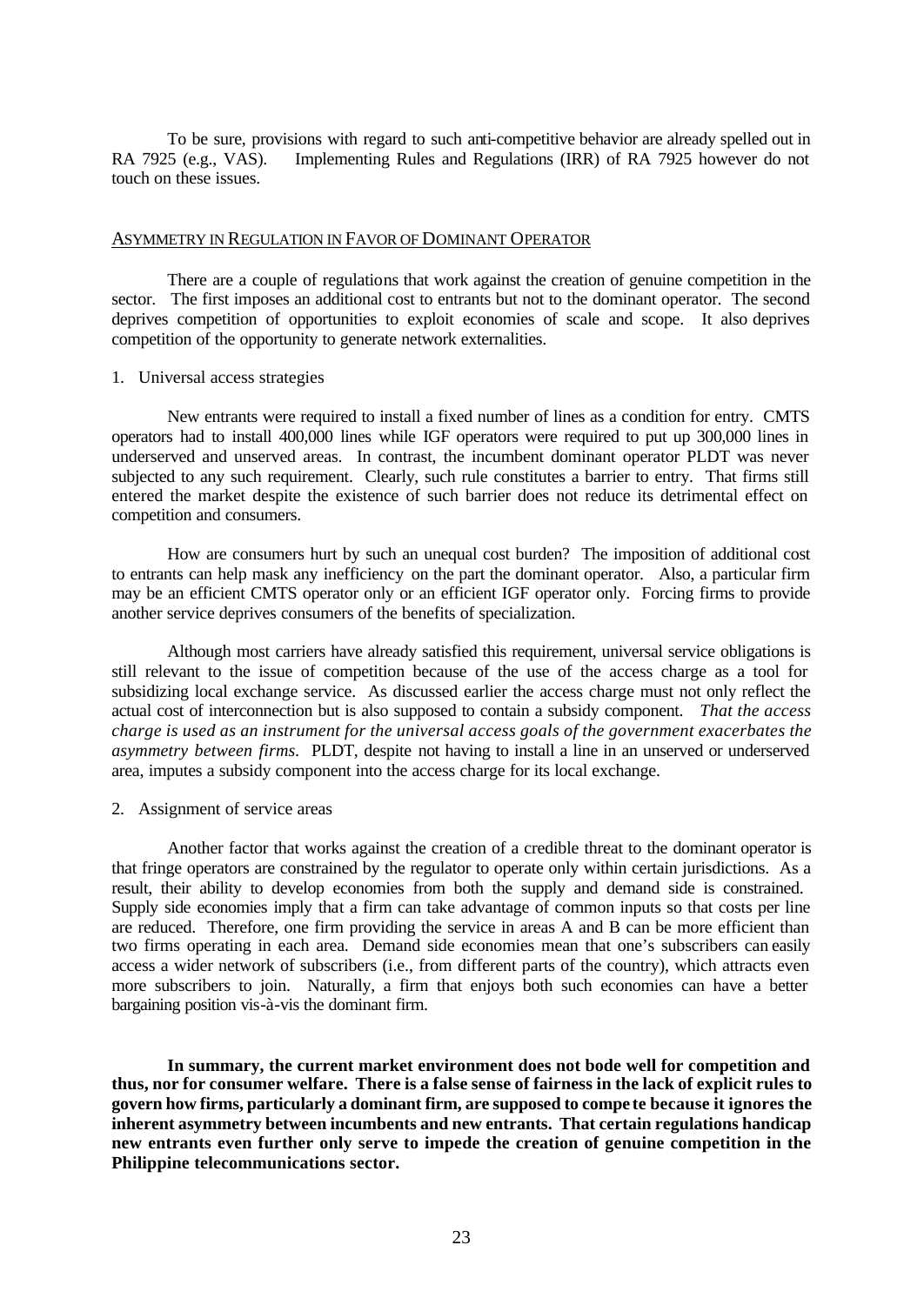To be sure, provisions with regard to such anti-competitive behavior are already spelled out in RA 7925 (e.g., VAS). Implementing Rules and Regulations (IRR) of RA 7925 however do not touch on these issues.

## ASYMMETRY IN REGULATION IN FAVOR OF DOMINANT OPERATOR

There are a couple of regulations that work against the creation of genuine competition in the sector. The first imposes an additional cost to entrants but not to the dominant operator. The second deprives competition of opportunities to exploit economies of scale and scope. It also deprives competition of the opportunity to generate network externalities.

1. Universal access strategies

New entrants were required to install a fixed number of lines as a condition for entry. CMTS operators had to install 400,000 lines while IGF operators were required to put up 300,000 lines in underserved and unserved areas. In contrast, the incumbent dominant operator PLDT was never subjected to any such requirement. Clearly, such rule constitutes a barrier to entry. That firms still entered the market despite the existence of such barrier does not reduce its detrimental effect on competition and consumers.

How are consumers hurt by such an unequal cost burden? The imposition of additional cost to entrants can help mask any inefficiency on the part the dominant operator. Also, a particular firm may be an efficient CMTS operator only or an efficient IGF operator only. Forcing firms to provide another service deprives consumers of the benefits of specialization.

Although most carriers have already satisfied this requirement, universal service obligations is still relevant to the issue of competition because of the use of the access charge as a tool for subsidizing local exchange service. As discussed earlier the access charge must not only reflect the actual cost of interconnection but is also supposed to contain a subsidy component. *That the access charge is used as an instrument for the universal access goals of the government exacerbates the asymmetry between firms.* PLDT, despite not having to install a line in an unserved or underserved area, imputes a subsidy component into the access charge for its local exchange.

2. Assignment of service areas

Another factor that works against the creation of a credible threat to the dominant operator is that fringe operators are constrained by the regulator to operate only within certain jurisdictions. As a result, their ability to develop economies from both the supply and demand side is constrained. Supply side economies imply that a firm can take advantage of common inputs so that costs per line are reduced. Therefore, one firm providing the service in areas A and B can be more efficient than two firms operating in each area. Demand side economies mean that one's subscribers can easily access a wider network of subscribers (i.e., from different parts of the country), which attracts even more subscribers to join. Naturally, a firm that enjoys both such economies can have a better bargaining position vis-à-vis the dominant firm.

**In summary, the current market environment does not bode well for competition and thus, nor for consumer welfare. There is a false sense of fairness in the lack of explicit rules to govern how firms, particularly a dominant firm, are supposed to compete because it ignores the inherent asymmetry between incumbents and new entrants. That certain regulations handicap new entrants even further only serve to impede the creation of genuine competition in the Philippine telecommunications sector.**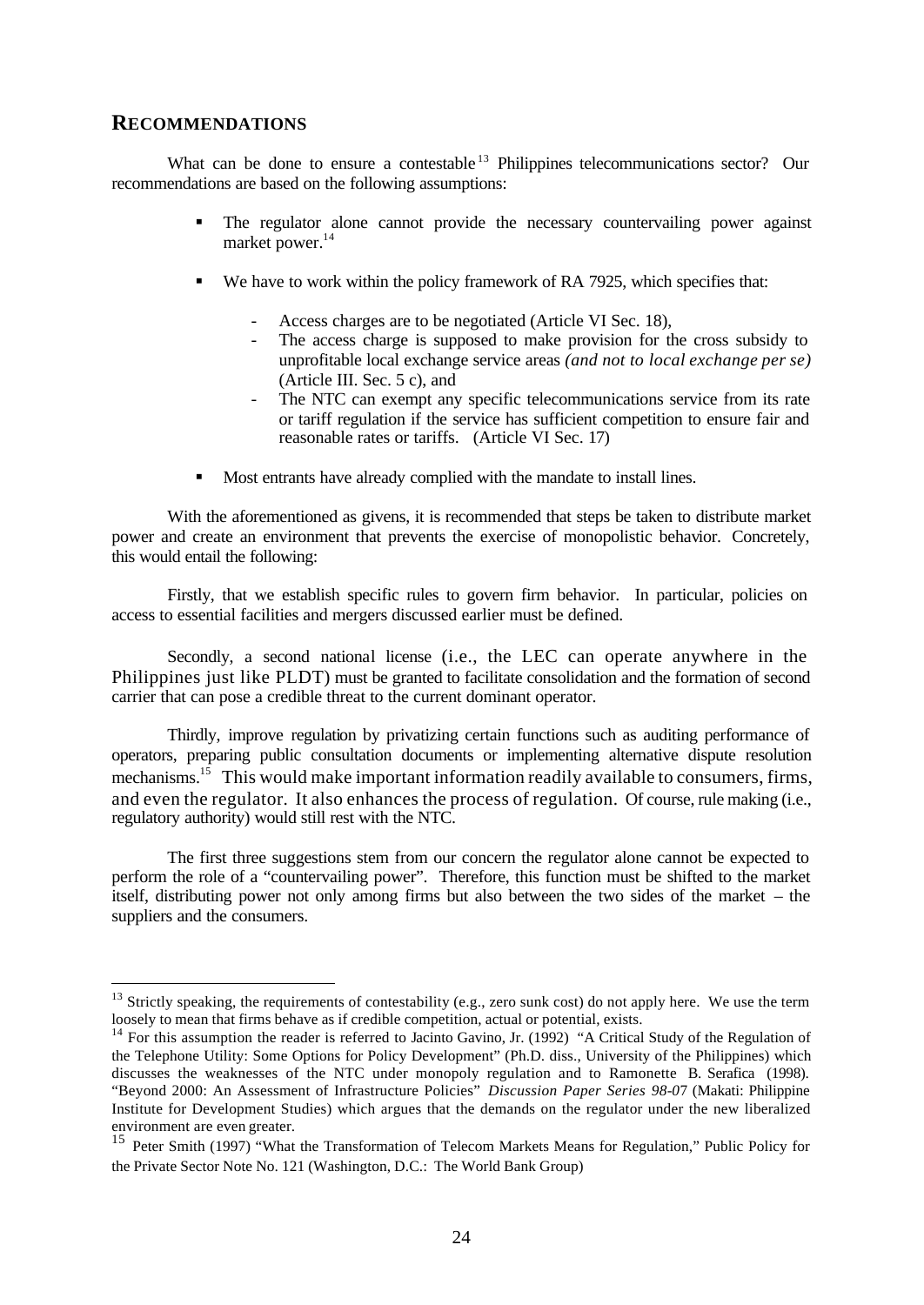## RECOMMENDATIONS

What can be done to ensure a contestable[13] Philippines telecommunications sector? Our recommendations are based on the following assumptions:

- The regulator alone cannot provide the necessary countervailing power against market power.[14]
- We have to work within the policy framework of RA 7925, which specifies that:
    - Access charges are to be negotiated (Article VI Sec. 18),
    - The access charge is supposed to make provision for the cross subsidy to unprofitable local exchange service areas *(and not to local exchange per se)* (Article III. Sec. 5 c), and
    - The NTC can exempt any specific telecommunications service from its rate or tariff regulation if the service has sufficient competition to ensure fair and reasonable rates or tariffs. (Article VI Sec. 17)
- Most entrants have already complied with the mandate to install lines.

With the aforementioned as givens, it is recommended that steps be taken to distribute market power and create an environment that prevents the exercise of monopolistic behavior. Concretely, this would entail the following:

Firstly, that we establish specific rules to govern firm behavior. In particular, policies on access to essential facilities and mergers discussed earlier must be defined.

Secondly, a second national license (i.e., the LEC can operate anywhere in the Philippines just like PLDT) must be granted to facilitate consolidation and the formation of second carrier that can pose a credible threat to the current dominant operator.

Thirdly, improve regulation by privatizing certain functions such as auditing performance of operators, preparing public consultation documents or implementing alternative dispute resolution mechanisms.[15] This would make important information readily available to consumers, firms, and even the regulator. It also enhances the process of regulation. Of course, rule making (i.e., regulatory authority) would still rest with the NTC.

The first three suggestions stem from our concern the regulator alone cannot be expected to perform the role of a "countervailing power". Therefore, this function must be shifted to the market itself, distributing power not only among firms but also between the two sides of the market – the suppliers and the consumers.

---

[13] Strictly speaking, the requirements of contestability (e.g., zero sunk cost) do not apply here. We use the term loosely to mean that firms behave as if credible competition, actual or potential, exists.

[14] For this assumption the reader is referred to Jacinto Gavino, Jr. (1992) "A Critical Study of the Regulation of the Telephone Utility: Some Options for Policy Development" (Ph.D. diss., University of the Philippines) which discusses the weaknesses of the NTC under monopoly regulation and to Ramonette B. Serafica (1998). "Beyond 2000: An Assessment of Infrastructure Policies" *Discussion Paper Series 98-07* (Makati: Philippine Institute for Development Studies) which argues that the demands on the regulator under the new liberalized environment are even greater.

[15] Peter Smith (1997) "What the Transformation of Telecom Markets Means for Regulation," Public Policy for the Private Sector Note No. 121 (Washington, D.C.: The World Bank Group)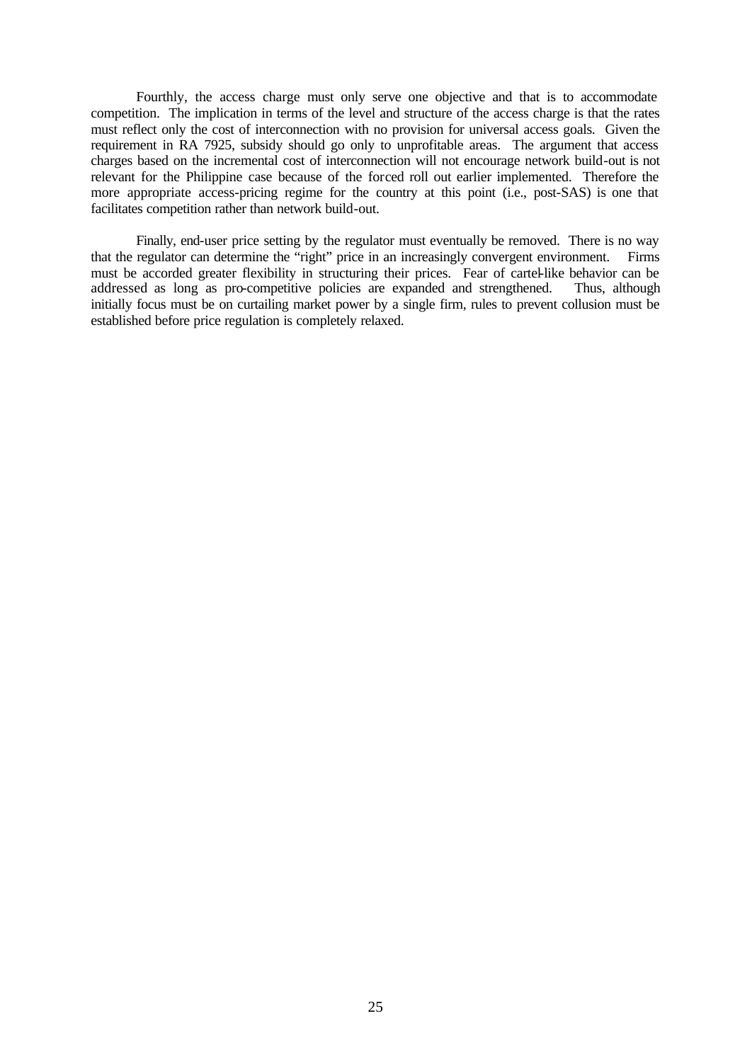Fourthly, the access charge must only serve one objective and that is to accommodate competition. The implication in terms of the level and structure of the access charge is that the rates must reflect only the cost of interconnection with no provision for universal access goals. Given the requirement in RA 7925, subsidy should go only to unprofitable areas. The argument that access charges based on the incremental cost of interconnection will not encourage network build-out is not relevant for the Philippine case because of the forced roll out earlier implemented. Therefore the more appropriate access-pricing regime for the country at this point (i.e., post-SAS) is one that facilitates competition rather than network build-out.

Finally, end-user price setting by the regulator must eventually be removed. There is no way that the regulator can determine the "right" price in an increasingly convergent environment. Firms must be accorded greater flexibility in structuring their prices. Fear of cartel-like behavior can be addressed as long as pro-competitive policies are expanded and strengthened. Thus, although initially focus must be on curtailing market power by a single firm, rules to prevent collusion must be established before price regulation is completely relaxed.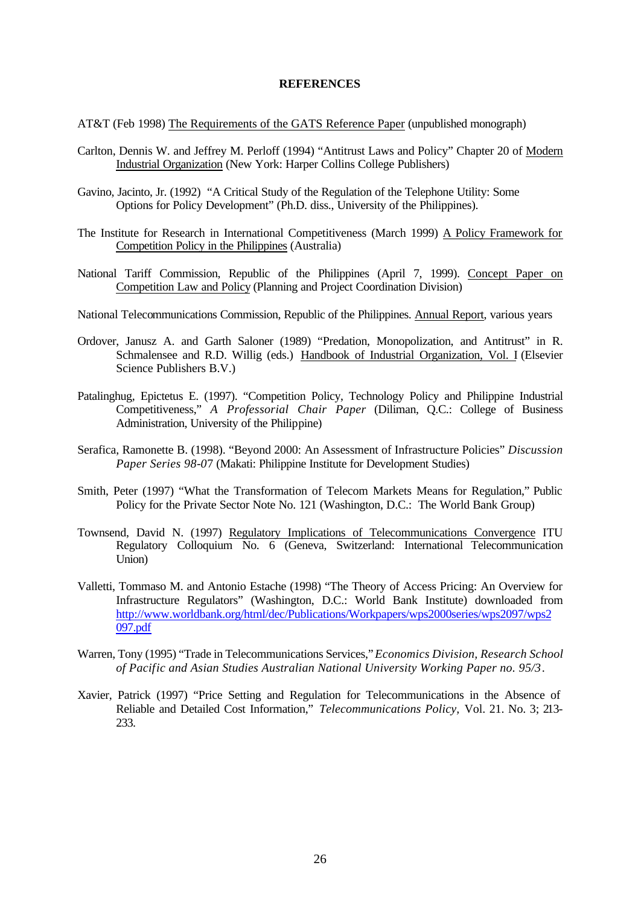## REFERENCES

AT&T (Feb 1998) The Requirements of the GATS Reference Paper (unpublished monograph)

Carlton, Dennis W. and Jeffrey M. Perloff (1994) "Antitrust Laws and Policy" Chapter 20 of Modern Industrial Organization (New York: Harper Collins College Publishers)

Gavino, Jacinto, Jr. (1992) "A Critical Study of the Regulation of the Telephone Utility: Some Options for Policy Development" (Ph.D. diss., University of the Philippines).

The Institute for Research in International Competitiveness (March 1999) A Policy Framework for Competition Policy in the Philippines (Australia)

National Tariff Commission, Republic of the Philippines (April 7, 1999). Concept Paper on Competition Law and Policy (Planning and Project Coordination Division)

National Telecommunications Commission, Republic of the Philippines. Annual Report, various years

Ordover, Janusz A. and Garth Saloner (1989) "Predation, Monopolization, and Antitrust" in R. Schmalensee and R.D. Willig (eds.) Handbook of Industrial Organization, Vol. I (Elsevier Science Publishers B.V.)

Patalinghug, Epictetus E. (1997). "Competition Policy, Technology Policy and Philippine Industrial Competitiveness," *A Professorial Chair Paper* (Diliman, Q.C.: College of Business Administration, University of the Philippine)

Serafica, Ramonette B. (1998). "Beyond 2000: An Assessment of Infrastructure Policies" *Discussion Paper Series 98-07* (Makati: Philippine Institute for Development Studies)

Smith, Peter (1997) "What the Transformation of Telecom Markets Means for Regulation," Public Policy for the Private Sector Note No. 121 (Washington, D.C.: The World Bank Group)

Townsend, David N. (1997) Regulatory Implications of Telecommunications Convergence ITU Regulatory Colloquium No. 6 (Geneva, Switzerland: International Telecommunication Union)

Valletti, Tommaso M. and Antonio Estache (1998) "The Theory of Access Pricing: An Overview for Infrastructure Regulators" (Washington, D.C.: World Bank Institute) downloaded from http://www.worldbank.org/html/dec/Publications/Workpapers/wps2000series/wps2097/wps2097.pdf

Warren, Tony (1995) "Trade in Telecommunications Services," *Economics Division, Research School of Pacific and Asian Studies Australian National University Working Paper no. 95/3*.

Xavier, Patrick (1997) "Price Setting and Regulation for Telecommunications in the Absence of Reliable and Detailed Cost Information," *Telecommunications Policy,* Vol. 21. No. 3; 213-233.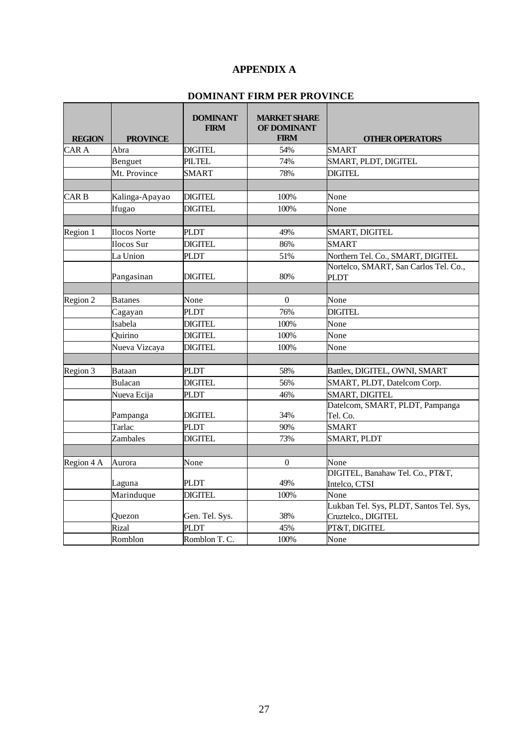# APPENDIX A

## DOMINANT FIRM PER PROVINCE

| REGION | PROVINCE | DOMINANT FIRM | MARKET SHARE OF DOMINANT FIRM | OTHER OPERATORS |
|---|---|---|---|---|
| CAR A | Abra | DIGITEL | 54% | SMART |
| | Benguet | PILTEL | 74% | SMART, PLDT, DIGITEL |
| | Mt. Province | SMART | 78% | DIGITEL |
| | | | | |
| CAR B | Kalinga-Apayao | DIGITEL | 100% | None |
| | Ifugao | DIGITEL | 100% | None |
| | | | | |
| Region 1 | Ilocos Norte | PLDT | 49% | SMART, DIGITEL |
| | Ilocos Sur | DIGITEL | 86% | SMART |
| | La Union | PLDT | 51% | Northern Tel. Co., SMART, DIGITEL |
| | Pangasinan | DIGITEL | 80% | Nortelco, SMART, San Carlos Tel. Co., PLDT |
| | | | | |
| Region 2 | Batanes | None | 0 | None |
| | Cagayan | PLDT | 76% | DIGITEL |
| | Isabela | DIGITEL | 100% | None |
| | Quirino | DIGITEL | 100% | None |
| | Nueva Vizcaya | DIGITEL | 100% | None |
| | | | | |
| Region 3 | Bataan | PLDT | 58% | Battlex, DIGITEL, OWNI, SMART |
| | Bulacan | DIGITEL | 56% | SMART, PLDT, Datelcom Corp. |
| | Nueva Ecija | PLDT | 46% | SMART, DIGITEL |
| | Pampanga | DIGITEL | 34% | Datelcom, SMART, PLDT, Pampanga Tel. Co. |
| | Tarlac | PLDT | 90% | SMART |
| | Zambales | DIGITEL | 73% | SMART, PLDT |
| | | | | |
| Region 4 A | Aurora | None | 0 | None |
| | Laguna | PLDT | 49% | DIGITEL, Banahaw Tel. Co., PT&T, Intelco, CTSI |
| | Marinduque | DIGITEL | 100% | None |
| | Quezon | Gen. Tel. Sys. | 38% | Lukban Tel. Sys, PLDT, Santos Tel. Sys, Cruztelco., DIGITEL |
| | Rizal | PLDT | 45% | PT&T, DIGITEL |
| | Romblon | Romblon T. C. | 100% | None |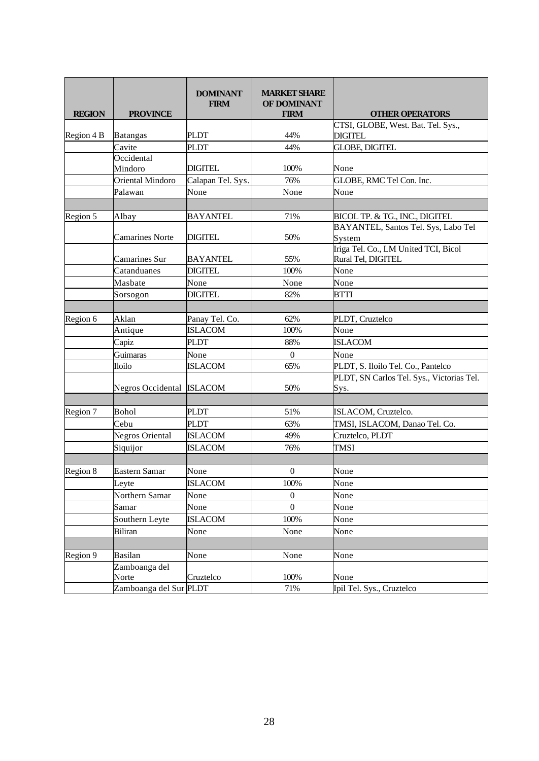| REGION | PROVINCE | DOMINANT FIRM | MARKET SHARE OF DOMINANT FIRM | OTHER OPERATORS |
|---|---|---|---|---|
| Region 4 B | Batangas | PLDT | 44% | CTSI, GLOBE, West. Bat. Tel. Sys., DIGITEL |
| | Cavite | PLDT | 44% | GLOBE, DIGITEL |
| | Occidental Mindoro | DIGITEL | 100% | None |
| | Oriental Mindoro | Calapan Tel. Sys. | 76% | GLOBE, RMC Tel Con. Inc. |
| | Palawan | None | None | None |
| | | | | |
| Region 5 | Albay | BAYANTEL | 71% | BICOL TP. & TG., INC., DIGITEL |
| | Camarines Norte | DIGITEL | 50% | BAYANTEL, Santos Tel. Sys, Labo Tel System |
| | Camarines Sur | BAYANTEL | 55% | Iriga Tel. Co., LM United TCI, Bicol Rural Tel, DIGITEL |
| | Catanduanes | DIGITEL | 100% | None |
| | Masbate | None | None | None |
| | Sorsogon | DIGITEL | 82% | BTTI |
| | | | | |
| Region 6 | Aklan | Panay Tel. Co. | 62% | PLDT, Cruztelco |
| | Antique | ISLACOM | 100% | None |
| | Capiz | PLDT | 88% | ISLACOM |
| | Guimaras | None | 0 | None |
| | Iloilo | ISLACOM | 65% | PLDT, S. Iloilo Tel. Co., Pantelco |
| | Negros Occidental | ISLACOM | 50% | PLDT, SN Carlos Tel. Sys., Victorias Tel. Sys. |
| | | | | |
| Region 7 | Bohol | PLDT | 51% | ISLACOM, Cruztelco. |
| | Cebu | PLDT | 63% | TMSI, ISLACOM, Danao Tel. Co. |
| | Negros Oriental | ISLACOM | 49% | Cruztelco, PLDT |
| | Siquijor | ISLACOM | 76% | TMSI |
| | | | | |
| Region 8 | Eastern Samar | None | 0 | None |
| | Leyte | ISLACOM | 100% | None |
| | Northern Samar | None | 0 | None |
| | Samar | None | 0 | None |
| | Southern Leyte | ISLACOM | 100% | None |
| | Biliran | None | None | None |
| | | | | |
| Region 9 | Basilan | None | None | None |
| | Zamboanga del Norte | Cruztelco | 100% | None |
| | Zamboanga del Sur | PLDT | 71% | Ipil Tel. Sys., Cruztelco |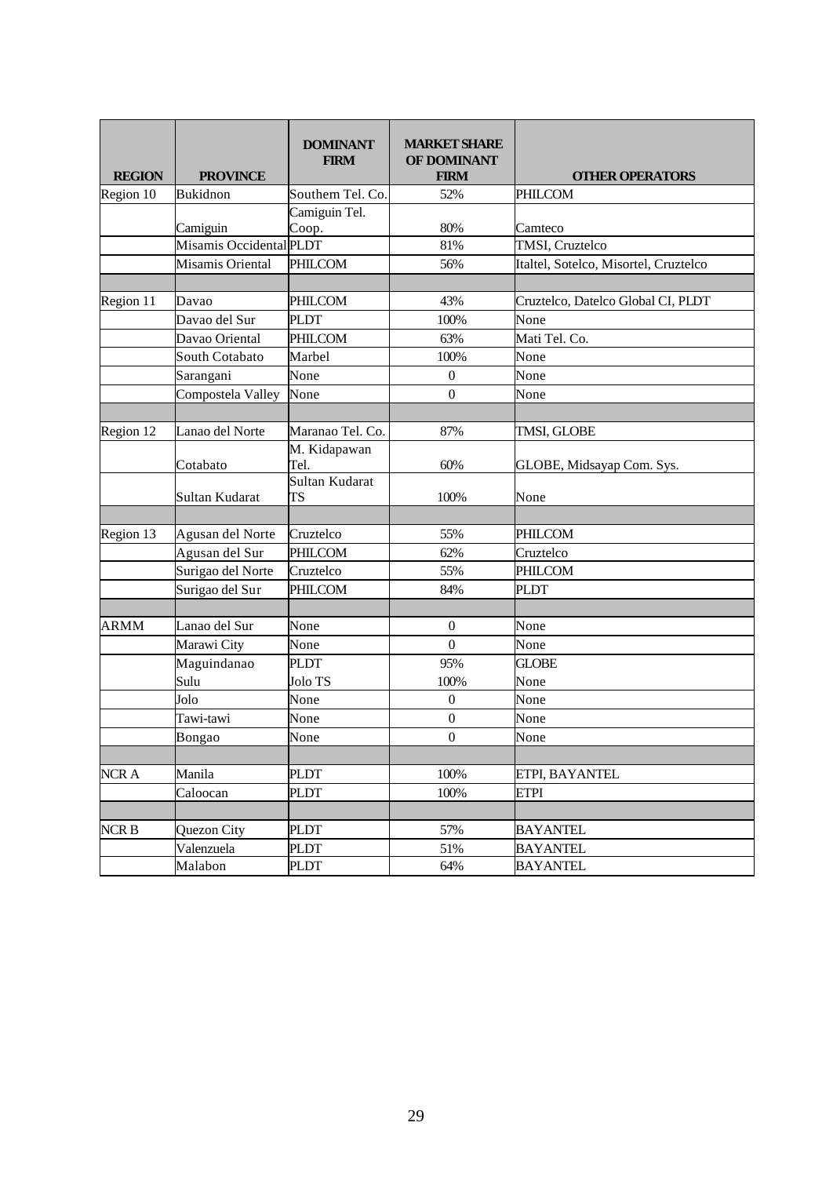| REGION | PROVINCE | DOMINANT FIRM | MARKET SHARE OF DOMINANT FIRM | OTHER OPERATORS |
|---|---|---|---|---|
| Region 10 | Bukidnon | Southern Tel. Co. | 52% | PHILCOM |
| | Camiguin | Camiguin Tel. Coop. | 80% | Camteco |
| | Misamis Occidental | PLDT | 81% | TMSI, Cruztelco |
| | Misamis Oriental | PHILCOM | 56% | Italtel, Sotelco, Misortel, Cruztelco |
| | | | | |
| Region 11 | Davao | PHILCOM | 43% | Cruztelco, Datelco Global CI, PLDT |
| | Davao del Sur | PLDT | 100% | None |
| | Davao Oriental | PHILCOM | 63% | Mati Tel. Co. |
| | South Cotabato | Marbel | 100% | None |
| | Sarangani | None | 0 | None |
| | Compostela Valley | None | 0 | None |
| | | | | |
| Region 12 | Lanao del Norte | Maranao Tel. Co. | 87% | TMSI, GLOBE |
| | Cotabato | M. Kidapawan Tel. | 60% | GLOBE, Midsayap Com. Sys. |
| | Sultan Kudarat | Sultan Kudarat TS | 100% | None |
| | | | | |
| Region 13 | Agusan del Norte | Cruztelco | 55% | PHILCOM |
| | Agusan del Sur | PHILCOM | 62% | Cruztelco |
| | Surigao del Norte | Cruztelco | 55% | PHILCOM |
| | Surigao del Sur | PHILCOM | 84% | PLDT |
| | | | | |
| ARMM | Lanao del Sur | None | 0 | None |
| | Marawi City | None | 0 | None |
| | Maguindanao | PLDT | 95% | GLOBE |
| | Sulu | Jolo TS | 100% | None |
| | Jolo | None | 0 | None |
| | Tawi-tawi | None | 0 | None |
| | Bongao | None | 0 | None |
| | | | | |
| NCR A | Manila | PLDT | 100% | ETPI, BAYANTEL |
| | Caloocan | PLDT | 100% | ETPI |
| | | | | |
| NCR B | Quezon City | PLDT | 57% | BAYANTEL |
| | Valenzuela | PLDT | 51% | BAYANTEL |
| | Malabon | PLDT | 64% | BAYANTEL |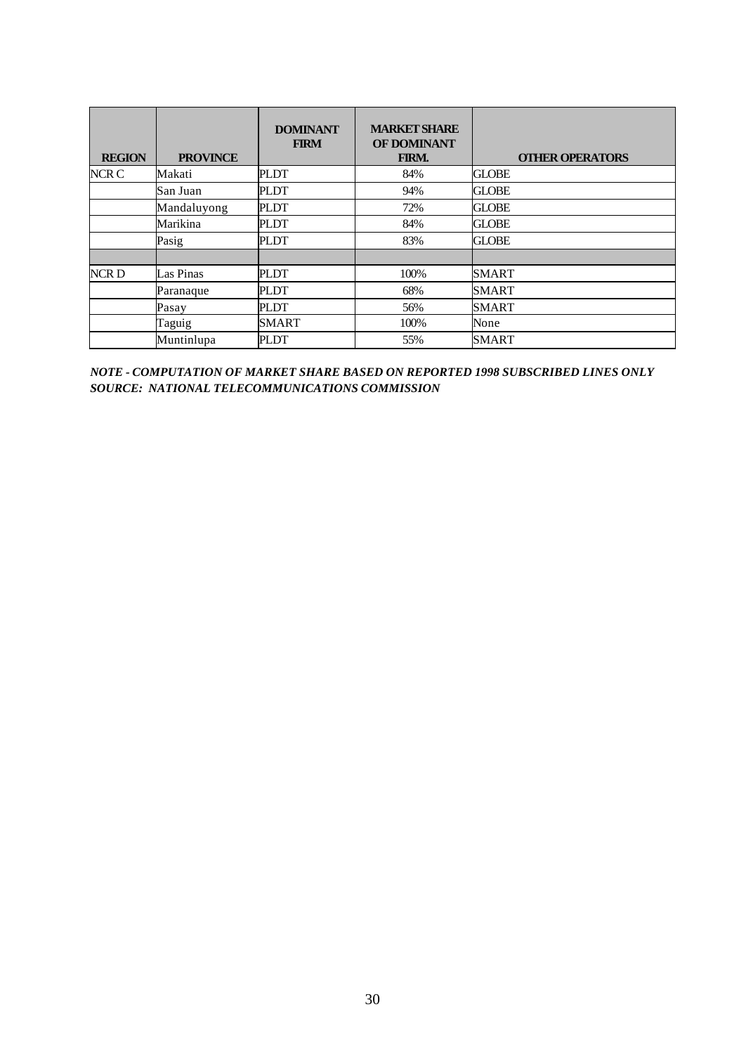| REGION | PROVINCE | DOMINANT FIRM | MARKET SHARE OF DOMINANT FIRM. | OTHER OPERATORS |
|---|---|---|---|---|
| NCR C | Makati | PLDT | 84% | GLOBE |
| | San Juan | PLDT | 94% | GLOBE |
| | Mandaluyong | PLDT | 72% | GLOBE |
| | Marikina | PLDT | 84% | GLOBE |
| | Pasig | PLDT | 83% | GLOBE |
| | | | | |
| NCR D | Las Pinas | PLDT | 100% | SMART |
| | Paranaque | PLDT | 68% | SMART |
| | Pasay | PLDT | 56% | SMART |
| | Taguig | SMART | 100% | None |
| | Muntinlupa | PLDT | 55% | SMART |

***NOTE - COMPUTATION OF MARKET SHARE BASED ON REPORTED 1998 SUBSCRIBED LINES ONLY***
***SOURCE: NATIONAL TELECOMMUNICATIONS COMMISSION***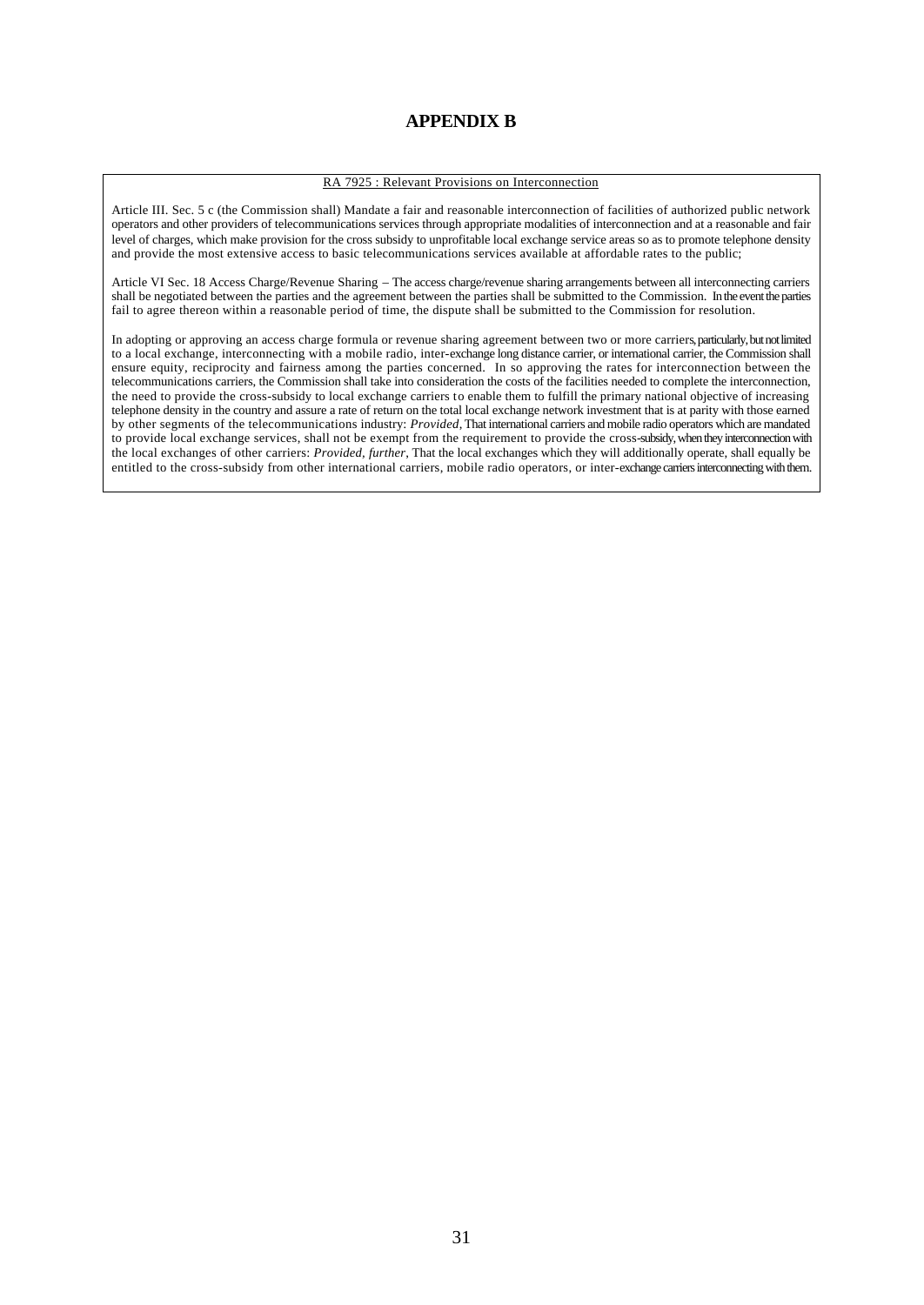# APPENDIX B

RA 7925 : Relevant Provisions on Interconnection

Article III. Sec. 5 c (the Commission shall) Mandate a fair and reasonable interconnection of facilities of authorized public network operators and other providers of telecommunications services through appropriate modalities of interconnection and at a reasonable and fair level of charges, which make provision for the cross subsidy to unprofitable local exchange service areas so as to promote telephone density and provide the most extensive access to basic telecommunications services available at affordable rates to the public;

Article VI Sec. 18 Access Charge/Revenue Sharing – The access charge/revenue sharing arrangements between all interconnecting carriers shall be negotiated between the parties and the agreement between the parties shall be submitted to the Commission. In the event the parties fail to agree thereon within a reasonable period of time, the dispute shall be submitted to the Commission for resolution.

In adopting or approving an access charge formula or revenue sharing agreement between two or more carriers, particularly, but not limited to a local exchange, interconnecting with a mobile radio, inter-exchange long distance carrier, or international carrier, the Commission shall ensure equity, reciprocity and fairness among the parties concerned. In so approving the rates for interconnection between the telecommunications carriers, the Commission shall take into consideration the costs of the facilities needed to complete the interconnection, the need to provide the cross-subsidy to local exchange carriers to enable them to fulfill the primary national objective of increasing telephone density in the country and assure a rate of return on the total local exchange network investment that is at parity with those earned by other segments of the telecommunications industry: *Provided*, That international carriers and mobile radio operators which are mandated to provide local exchange services, shall not be exempt from the requirement to provide the cross-subsidy, when they interconnection with the local exchanges of other carriers: *Provided, further*, That the local exchanges which they will additionally operate, shall equally be entitled to the cross-subsidy from other international carriers, mobile radio operators, or inter-exchange carriers interconnecting with them.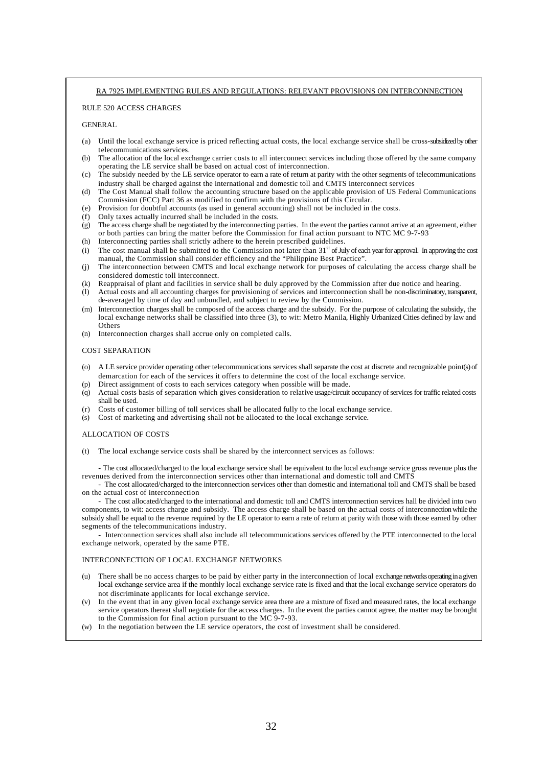RA 7925 IMPLEMENTING RULES AND REGULATIONS: RELEVANT PROVISIONS ON INTERCONNECTION

RULE 520 ACCESS CHARGES

GENERAL

(a) Until the local exchange service is priced reflecting actual costs, the local exchange service shall be cross-subsidized by other telecommunications services.
(b) The allocation of the local exchange carrier costs to all interconnect services including those offered by the same company operating the LE service shall be based on actual cost of interconnection.
(c) The subsidy needed by the LE service operator to earn a rate of return at parity with the other segments of telecommunications industry shall be charged against the international and domestic toll and CMTS interconnect services
(d) The Cost Manual shall follow the accounting structure based on the applicable provision of US Federal Communications Commission (FCC) Part 36 as modified to confirm with the provisions of this Circular.
(e) Provision for doubtful accounts (as used in general accounting) shall not be included in the costs.
(f) Only taxes actually incurred shall be included in the costs.
(g) The access charge shall be negotiated by the interconnecting parties. In the event the parties cannot arrive at an agreement, either or both parties can bring the matter before the Commission for final action pursuant to NTC MC 9-7-93
(h) Interconnecting parties shall strictly adhere to the herein prescribed guidelines.
(i) The cost manual shall be submitted to the Commission not later than 31st of July of each year for approval. In approving the cost manual, the Commission shall consider efficiency and the "Philippine Best Practice".
(j) The interconnection between CMTS and local exchange network for purposes of calculating the access charge shall be considered domestic toll interconnect.
(k) Reappraisal of plant and facilities in service shall be duly approved by the Commission after due notice and hearing.
(l) Actual costs and all accounting charges for provisioning of services and interconnection shall be non-discriminatory, transparent, de-averaged by time of day and unbundled, and subject to review by the Commission.
(m) Interconnection charges shall be composed of the access charge and the subsidy. For the purpose of calculating the subsidy, the local exchange networks shall be classified into three (3), to wit: Metro Manila, Highly Urbanized Cities defined by law and Others
(n) Interconnection charges shall accrue only on completed calls.

COST SEPARATION

(o) A LE service provider operating other telecommunications services shall separate the cost at discrete and recognizable point(s) of demarcation for each of the services it offers to determine the cost of the local exchange service.
(p) Direct assignment of costs to each services category when possible will be made.
(q) Actual costs basis of separation which gives consideration to relative usage/circuit occupancy of services for traffic related costs shall be used.
(r) Costs of customer billing of toll services shall be allocated fully to the local exchange service.
(s) Cost of marketing and advertising shall not be allocated to the local exchange service.

ALLOCATION OF COSTS

(t) The local exchange service costs shall be shared by the interconnect services as follows:

- The cost allocated/charged to the local exchange service shall be equivalent to the local exchange service gross revenue plus the revenues derived from the interconnection services other than international and domestic toll and CMTS
- The cost allocated/charged to the interconnection services other than domestic and international toll and CMTS shall be based on the actual cost of interconnection
- The cost allocated/charged to the international and domestic toll and CMTS interconnection services hall be divided into two components, to wit: access charge and subsidy. The access charge shall be based on the actual costs of interconnection while the subsidy shall be equal to the revenue required by the LE operator to earn a rate of return at parity with those with those earned by other segments of the telecommunications industry.
- Interconnection services shall also include all telecommunications services offered by the PTE interconnected to the local exchange network, operated by the same PTE.

INTERCONNECTION OF LOCAL EXCHANGE NETWORKS

(u) There shall be no access charges to be paid by either party in the interconnection of local exchange networks operating in a given local exchange service area if the monthly local exchange service rate is fixed and that the local exchange service operators do not discriminate applicants for local exchange service.
(v) In the event that in any given local exchange service area there are a mixture of fixed and measured rates, the local exchange service operators thereat shall negotiate for the access charges. In the event the parties cannot agree, the matter may be brought to the Commission for final action pursuant to the MC 9-7-93.
(w) In the negotiation between the LE service operators, the cost of investment shall be considered.